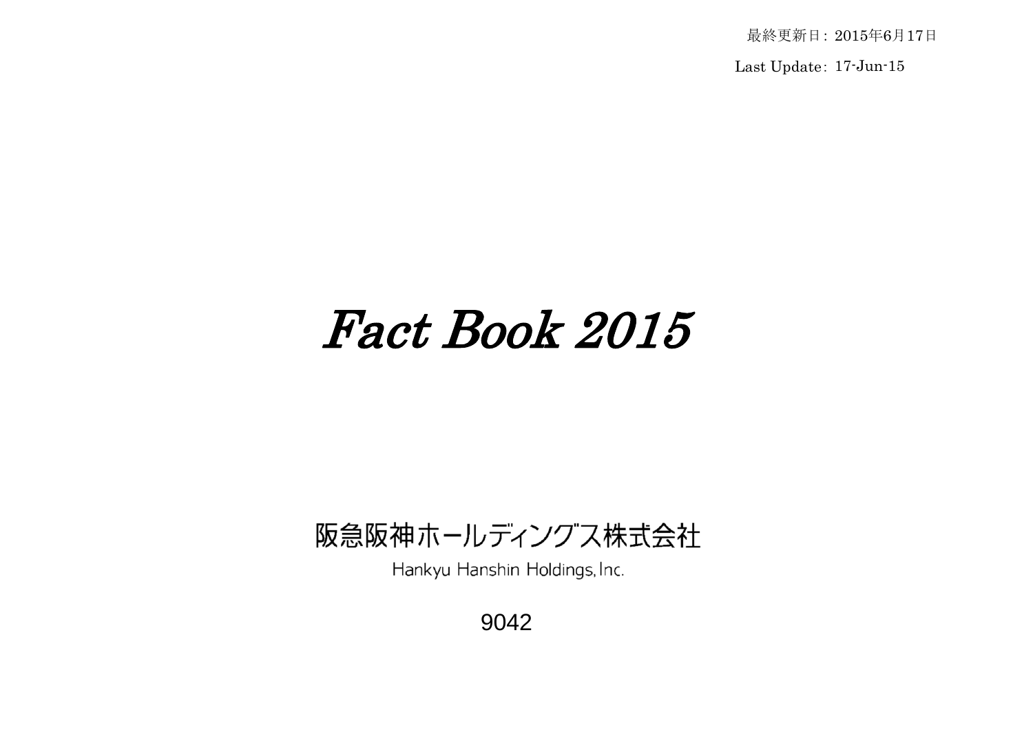最終更新日 : 2015年6月17日

Last Update : 17-Jun-15

# *Fact Book 2015*

阪急阪神ホールディングス株式会社

Hankyu Hanshin Holdings, Inc.

9042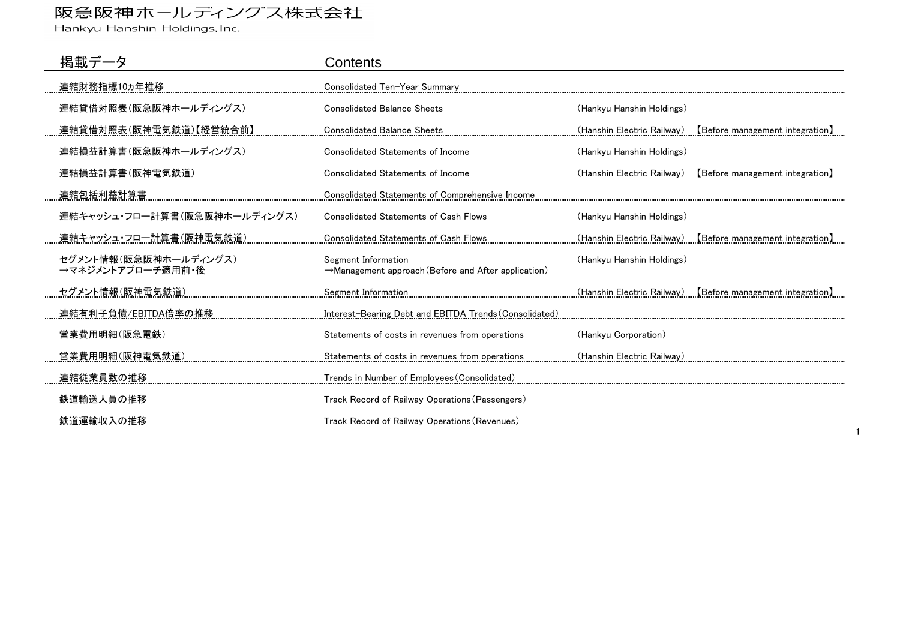阪急阪神ホールディングス株式会社
Hankyu Hanshin Holdings, Inc.

| 掲載データ | Contents | | |
|---|---|---|---|
| 連結財務指標10ヵ年推移 | Consolidated Ten-Year Summary | | |
| 連結貸借対照表(阪急阪神ホールディングス) | Consolidated Balance Sheets | (Hankyu Hanshin Holdings) | |
| 連結貸借対照表(阪神電気鉄道)【経営統合前】 | Consolidated Balance Sheets | (Hanshin Electric Railway) | 【Before management integration】 |
| 連結損益計算書(阪急阪神ホールディングス) | Consolidated Statements of Income | (Hankyu Hanshin Holdings) | |
| 連結損益計算書(阪神電気鉄道) | Consolidated Statements of Income | (Hanshin Electric Railway) | 【Before management integration】 |
| 連結包括利益計算書 | Consolidated Statements of Comprehensive Income | | |
| 連結キャッシュ・フロー計算書(阪急阪神ホールディングス) | Consolidated Statements of Cash Flows | (Hankyu Hanshin Holdings) | |
| 連結キャッシュ・フロー計算書(阪神電気鉄道) | Consolidated Statements of Cash Flows | (Hanshin Electric Railway) | 【Before management integration】 |
| セグメント情報(阪急阪神ホールディングス)<br>→マネジメントアプローチ適用前・後 | Segment Information<br>→Management approach(Before and After application) | (Hankyu Hanshin Holdings) | |
| セグメント情報(阪神電気鉄道) | Segment Information | (Hanshin Electric Railway) | 【Before management integration】 |
| 連結有利子負債/EBITDA倍率の推移 | Interest-Bearing Debt and EBITDA Trends(Consolidated) | | |
| 営業費用明細(阪急電鉄) | Statements of costs in revenues from operations | (Hankyu Corporation) | |
| 営業費用明細(阪神電気鉄道) | Statements of costs in revenues from operations | (Hanshin Electric Railway) | |
| 連結従業員数の推移 | Trends in Number of Employees(Consolidated) | | |
| 鉄道輸送人員の推移 | Track Record of Railway Operations(Passengers) | | |
| 鉄道運輸収入の推移 | Track Record of Railway Operations(Revenues) | | |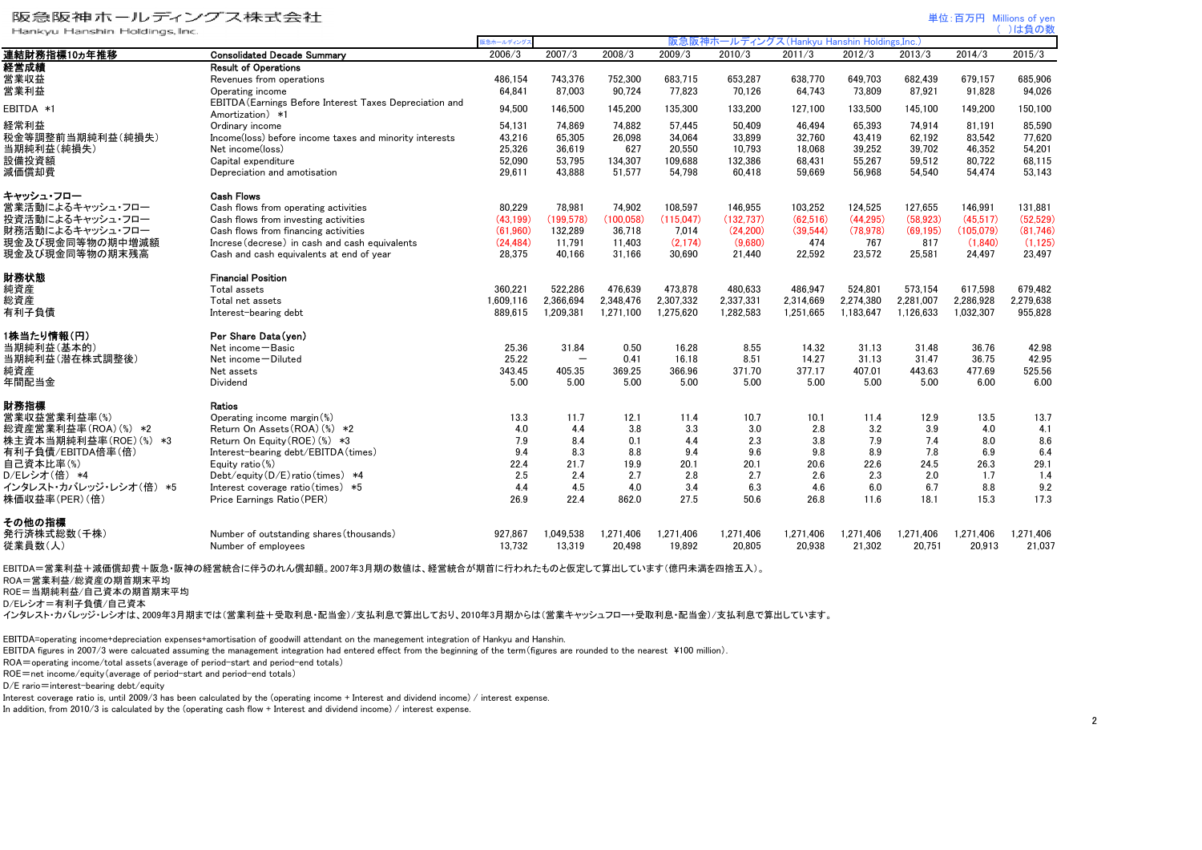阪急阪神ホールディングス株式会社
Hankyu Hanshin Holdings, Inc.

単位:百万円 Millions of yen
( )は負の数

| 連結財務指標10カ年推移 | Consolidated Decade Summary | 2006/3 | 2007/3 | 2008/3 | 2009/3 | 2010/3 | 2011/3 | 2012/3 | 2013/3 | 2014/3 | 2015/3 |
|---|---|---|---|---|---|---|---|---|---|---|---|
| | | 阪急ホールディングス | 阪急阪神ホールディングス(Hankyu Hanshin Holdings,Inc.) | | | | | | | | |
| **経営成績** | **Result of Operations** | | | | | | | | | | |
| 営業収益 | Revenues from operations | 486,154 | 743,376 | 752,300 | 683,715 | 653,287 | 638,770 | 649,703 | 682,439 | 679,157 | 685,906 |
| 営業利益 | Operating income | 64,841 | 87,003 | 90,724 | 77,823 | 70,126 | 64,743 | 73,809 | 87,921 | 91,828 | 94,026 |
| EBITDA *1 | EBITDA(Earnings Before Interest Taxes Depreciation and Amortization) *1 | 94,500 | 146,500 | 145,200 | 135,300 | 133,200 | 127,100 | 133,500 | 145,100 | 149,200 | 150,100 |
| 経常利益 | Ordinary income | 54,131 | 74,869 | 74,882 | 57,445 | 50,409 | 46,494 | 65,393 | 74,914 | 81,191 | 85,590 |
| 税金等調整前当期純利益(純損失) | Income(loss) before income taxes and minority interests | 43,216 | 65,305 | 26,098 | 34,064 | 33,899 | 32,760 | 43,419 | 62,192 | 83,542 | 77,620 |
| 当期純利益(純損失) | Net income(loss) | 25,326 | 36,619 | 627 | 20,550 | 10,793 | 18,068 | 39,252 | 39,702 | 46,352 | 54,201 |
| 設備投資額 | Capital expenditure | 52,090 | 53,795 | 134,307 | 109,688 | 132,386 | 68,431 | 55,267 | 59,512 | 80,722 | 68,115 |
| 減価償却費 | Depreciation and amotisation | 29,611 | 43,888 | 51,577 | 54,798 | 60,418 | 59,669 | 56,968 | 54,540 | 54,474 | 53,143 |
| **キャッシュ・フロー** | **Cash Flows** | | | | | | | | | | |
| 営業活動によるキャッシュ・フロー | Cash flows from operating activities | 80,229 | 78,981 | 74,902 | 108,597 | 146,955 | 103,252 | 124,525 | 127,655 | 146,991 | 131,881 |
| 投資活動によるキャッシュ・フロー | Cash flows from investing activities | (43,199) | (199,578) | (100,058) | (115,047) | (132,737) | (62,516) | (44,295) | (58,923) | (45,517) | (52,529) |
| 財務活動によるキャッシュ・フロー | Cash flows from financing activities | (61,960) | 132,289 | 36,718 | 7,014 | (24,200) | (39,544) | (78,978) | (69,195) | (105,079) | (81,746) |
| 現金及び現金同等物の期中増減額 | Increse(decrese) in cash and cash equivalents | (24,484) | 11,791 | 11,403 | (2,174) | (9,680) | 474 | 767 | 817 | (1,840) | (1,125) |
| 現金及び現金同等物の期末残高 | Cash and cash equivalents at end of year | 28,375 | 40,166 | 31,166 | 30,690 | 21,440 | 22,592 | 23,572 | 25,581 | 24,497 | 23,497 |
| **財務状態** | **Financial Position** | | | | | | | | | | |
| 純資産 | Total assets | 360,221 | 522,286 | 476,639 | 473,878 | 480,633 | 486,947 | 524,801 | 573,154 | 617,598 | 679,482 |
| 総資産 | Total net assets | 1,609,116 | 2,366,694 | 2,348,476 | 2,307,332 | 2,337,331 | 2,314,669 | 2,274,380 | 2,281,007 | 2,286,928 | 2,279,638 |
| 有利子負債 | Interest-bearing debt | 889,615 | 1,209,381 | 1,271,100 | 1,275,620 | 1,282,583 | 1,251,665 | 1,183,647 | 1,126,633 | 1,032,307 | 955,828 |
| **1株当たり情報(円)** | **Per Share Data(yen)** | | | | | | | | | | |
| 当期純利益(基本的) | Net income－Basic | 25.36 | 31.84 | 0.50 | 16.28 | 8.55 | 14.32 | 31.13 | 31.48 | 36.76 | 42.98 |
| 当期純利益(潜在株式調整後) | Net income－Diluted | 25.22 | － | 0.41 | 16.18 | 8.51 | 14.27 | 31.13 | 31.47 | 36.75 | 42.95 |
| 純資産 | Net assets | 343.45 | 405.35 | 369.25 | 366.96 | 371.70 | 377.17 | 407.01 | 443.63 | 477.69 | 525.56 |
| 年間配当金 | Dividend | 5.00 | 5.00 | 5.00 | 5.00 | 5.00 | 5.00 | 5.00 | 5.00 | 6.00 | 6.00 |
| **財務指標** | **Ratios** | | | | | | | | | | |
| 営業収益営業利益率(%) | Operating income margin(%) | 13.3 | 11.7 | 12.1 | 11.4 | 10.7 | 10.1 | 11.4 | 12.9 | 13.5 | 13.7 |
| 総資産営業利益率(ROA)(%) *2 | Return On Assets(ROA)(%) *2 | 4.0 | 4.4 | 3.8 | 3.3 | 3.0 | 2.8 | 3.2 | 3.9 | 4.0 | 4.1 |
| 株主資本当期純利益率(ROE)(%) *3 | Return On Equity(ROE)(%) *3 | 7.9 | 8.4 | 0.1 | 4.4 | 2.3 | 3.8 | 7.9 | 7.4 | 8.0 | 8.6 |
| 有利子負債/EBITDA倍率(倍) | Interest-bearing debt/EBITDA(times) | 9.4 | 8.3 | 8.8 | 9.4 | 9.6 | 9.8 | 8.9 | 7.8 | 6.9 | 6.4 |
| 自己資本比率(%) | Equity ratio(%) | 22.4 | 21.7 | 19.9 | 20.1 | 20.1 | 20.6 | 22.6 | 24.5 | 26.3 | 29.1 |
| D/Eレシオ(倍) *4 | Debt/equity(D/E)ratio(times) *4 | 2.5 | 2.4 | 2.7 | 2.8 | 2.7 | 2.6 | 2.3 | 2.0 | 1.7 | 1.4 |
| インタレスト・カバレッジ・レシオ(倍) *5 | Interest coverage ratio(times) *5 | 4.4 | 4.5 | 4.0 | 3.4 | 6.3 | 4.6 | 6.0 | 6.7 | 8.8 | 9.2 |
| 株価収益率(PER)(倍) | Price Earnings Ratio(PER) | 26.9 | 22.4 | 862.0 | 27.5 | 50.6 | 26.8 | 11.6 | 18.1 | 15.3 | 17.3 |
| **その他の指標** | | | | | | | | | | | |
| 発行済株式総数(千株) | Number of outstanding shares(thousands) | 927,867 | 1,049,538 | 1,271,406 | 1,271,406 | 1,271,406 | 1,271,406 | 1,271,406 | 1,271,406 | 1,271,406 | 1,271,406 |
| 従業員数(人) | Number of employees | 13,732 | 13,319 | 20,498 | 19,892 | 20,805 | 20,938 | 21,302 | 20,751 | 20,913 | 21,037 |

EBITDA＝営業利益＋減価償却費＋阪急・阪神の経営統合に伴うのれん償却額。2007年3月期の数値は、経営統合が期首に行われたものと仮定して算出しています(億円未満を四捨五入)。

ROA＝営業利益/総資産の期首期末平均

ROE＝当期純利益/自己資本の期首期末平均

D/Eレシオ＝有利子負債/自己資本

インタレスト・カバレッジ・レシオは、2009年3月期までは(営業利益＋受取利息・配当金)/支払利息で算出しており、2010年3月期からは(営業キャッシュフロー＋受取利息・配当金)/支払利息で算出しています。

EBITDA=operating income+depreciation expenses+amortisation of goodwill attendant on the manegement integration of Hankyu and Hanshin.

EBITDA figures in 2007/3 were calcuated assuming the management integration had entered effect from the beginning of the term(figures are rounded to the nearest ¥100 million).

ROA＝operating income/total assets(average of period-start and period-end totals)

ROE＝net income/equity(average of period-start and period-end totals)

D/E rario＝interest-bearing debt/equity

Interest coverage ratio is, until 2009/3 has been calculated by the (operating income + Interest and dividend income) / interest expense.

In addition, from 2010/3 is calculated by the (operating cash flow + Interest and dividend income) / interest expense.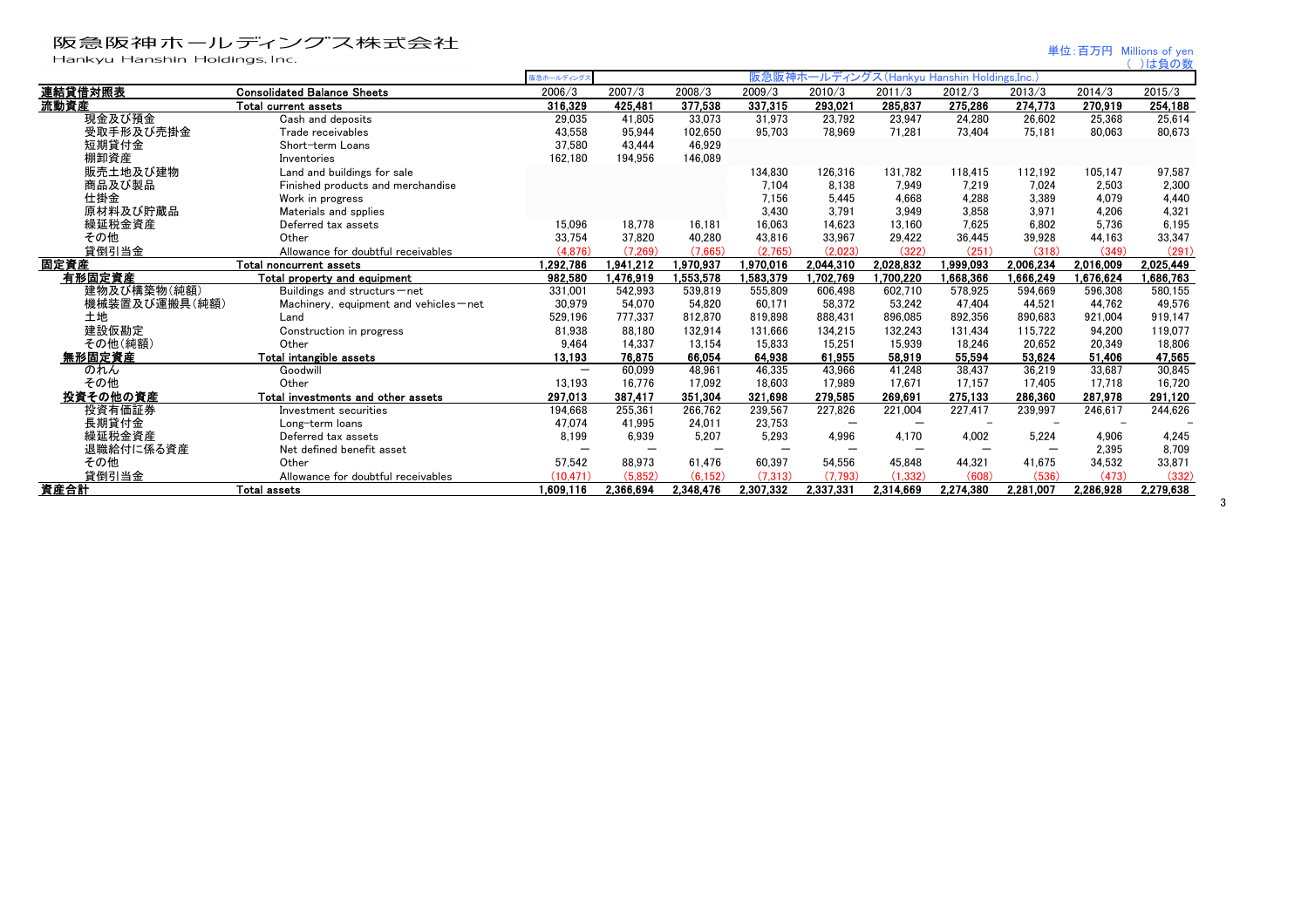# 阪急阪神ホールディングス株式会社

Hankyu Hanshin Holdings, Inc.

単位：百万円 Millions of yen
（ ）は負の数

| | | 阪急ホールディングス | 阪急阪神ホールディングス(Hankyu Hanshin Holdings,Inc.) | | | | | | | | |
|---|---|---|---|---|---|---|---|---|---|---|---|
| 連結貸借対照表 | Consolidated Balance Sheets | 2006/3 | 2007/3 | 2008/3 | 2009/3 | 2010/3 | 2011/3 | 2012/3 | 2013/3 | 2014/3 | 2015/3 |
| 流動資産 | Total current assets | 316,329 | 425,481 | 377,538 | 337,315 | 293,021 | 285,837 | 275,286 | 274,773 | 270,919 | 254,188 |
| 現金及び預金 | Cash and deposits | 29,035 | 41,805 | 33,073 | 31,973 | 23,792 | 23,947 | 24,280 | 26,602 | 25,368 | 25,614 |
| 受取手形及び売掛金 | Trade receivables | 43,558 | 95,944 | 102,650 | 95,703 | 78,969 | 71,281 | 73,404 | 75,181 | 80,063 | 80,673 |
| 短期貸付金 | Short-term Loans | 37,580 | 43,444 | 46,929 | | | | | | | |
| 棚卸資産 | Inventories | 162,180 | 194,956 | 146,089 | | | | | | | |
| 販売土地及び建物 | Land and buildings for sale | | | | 134,830 | 126,316 | 131,782 | 118,415 | 112,192 | 105,147 | 97,587 |
| 商品及び製品 | Finished products and merchandise | | | | 7,104 | 8,138 | 7,949 | 7,219 | 7,024 | 2,503 | 2,300 |
| 仕掛金 | Work in progress | | | | 7,156 | 5,445 | 4,668 | 4,288 | 3,389 | 4,079 | 4,440 |
| 原材料及び貯蔵品 | Materials and spplies | | | | 3,430 | 3,791 | 3,949 | 3,858 | 3,971 | 4,206 | 4,321 |
| 繰延税金資産 | Deferred tax assets | 15,096 | 18,778 | 16,181 | 16,063 | 14,623 | 13,160 | 7,625 | 6,802 | 5,736 | 6,195 |
| その他 | Other | 33,754 | 37,820 | 40,280 | 43,816 | 33,967 | 29,422 | 36,445 | 39,928 | 44,163 | 33,347 |
| 貸倒引当金 | Allowance for doubtful receivables | (4,876) | (7,269) | (7,665) | (2,765) | (2,023) | (322) | (251) | (318) | (349) | (291) |
| 固定資産 | Total noncurrent assets | 1,292,786 | 1,941,212 | 1,970,937 | 1,970,016 | 2,044,310 | 2,028,832 | 1,999,093 | 2,006,234 | 2,016,009 | 2,025,449 |
| 有形固定資産 | Total property and equipment | 982,580 | 1,476,919 | 1,553,578 | 1,583,379 | 1,702,769 | 1,700,220 | 1,668,366 | 1,666,249 | 1,676,624 | 1,686,763 |
| 建物及び構築物(純額) | Buildings and structurs－net | 331,001 | 542,993 | 539,819 | 555,809 | 606,498 | 602,710 | 578,925 | 594,669 | 596,308 | 580,155 |
| 機械装置及び運搬具(純額) | Machinery, equipment and vehicles－net | 30,979 | 54,070 | 54,820 | 60,171 | 58,372 | 53,242 | 47,404 | 44,521 | 44,762 | 49,576 |
| 土地 | Land | 529,196 | 777,337 | 812,870 | 819,898 | 888,431 | 896,085 | 892,356 | 890,683 | 921,004 | 919,147 |
| 建設仮勘定 | Construction in progress | 81,938 | 88,180 | 132,914 | 131,666 | 134,215 | 132,243 | 131,434 | 115,722 | 94,200 | 119,077 |
| その他(純額) | Other | 9,464 | 14,337 | 13,154 | 15,833 | 15,251 | 15,939 | 18,246 | 20,652 | 20,349 | 18,806 |
| 無形固定資産 | Total intangible assets | 13,193 | 76,875 | 66,054 | 64,938 | 61,955 | 58,919 | 55,594 | 53,624 | 51,406 | 47,565 |
| のれん | Goodwill | － | 60,099 | 48,961 | 46,335 | 43,966 | 41,248 | 38,437 | 36,219 | 33,687 | 30,845 |
| その他 | Other | 13,193 | 16,776 | 17,092 | 18,603 | 17,989 | 17,671 | 17,157 | 17,405 | 17,718 | 16,720 |
| 投資その他の資産 | Total investments and other assets | 297,013 | 387,417 | 351,304 | 321,698 | 279,585 | 269,691 | 275,133 | 286,360 | 287,978 | 291,120 |
| 投資有価証券 | Investment securities | 194,668 | 255,361 | 266,762 | 239,567 | 227,826 | 221,004 | 227,417 | 239,997 | 246,617 | 244,626 |
| 長期貸付金 | Long-term loans | 47,074 | 41,995 | 24,011 | 23,753 | － | － | － | － | － | － |
| 繰延税金資産 | Deferred tax assets | 8,199 | 6,939 | 5,207 | 5,293 | 4,996 | 4,170 | 4,002 | 5,224 | 4,906 | 4,245 |
| 退職給付に係る資産 | Net defined benefit asset | － | － | － | － | － | － | － | － | 2,395 | 8,709 |
| その他 | Other | 57,542 | 88,973 | 61,476 | 60,397 | 54,556 | 45,848 | 44,321 | 41,675 | 34,532 | 33,871 |
| 貸倒引当金 | Allowance for doubtful receivables | (10,471) | (5,852) | (6,152) | (7,313) | (7,793) | (1,332) | (608) | (536) | (473) | (332) |
| 資産合計 | Total assets | 1,609,116 | 2,366,694 | 2,348,476 | 2,307,332 | 2,337,331 | 2,314,669 | 2,274,380 | 2,281,007 | 2,286,928 | 2,279,638 |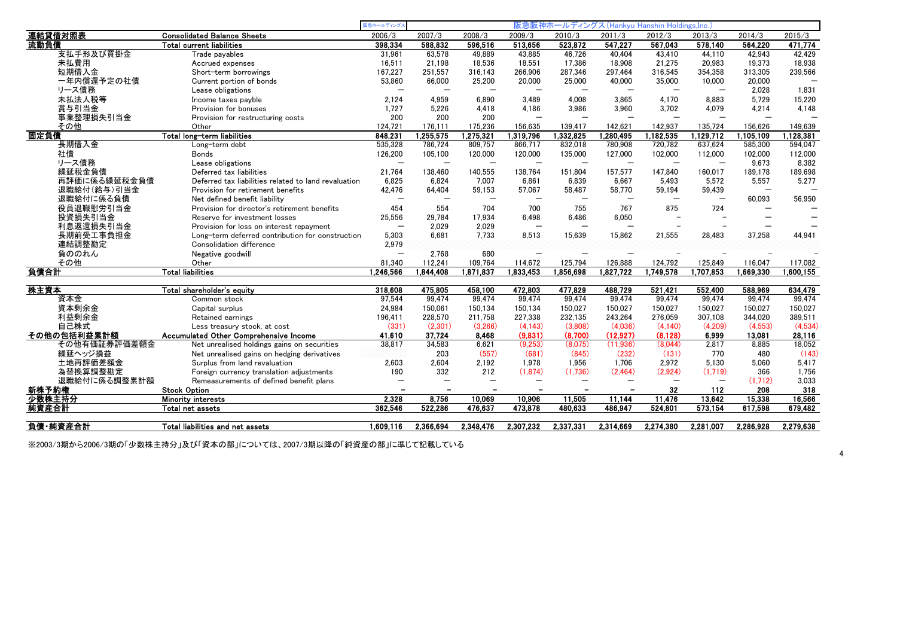| | | 阪急ホールディングス | 阪急阪神ホールディングス(Hankyu Hanshin Holdings,Inc.) | | | | | | | | |
|---|---|---|---|---|---|---|---|---|---|---|---|
| 連結貸借対照表 | Consolidated Balance Sheets | 2006/3 | 2007/3 | 2008/3 | 2009/3 | 2010/3 | 2011/3 | 2012/3 | 2013/3 | 2014/3 | 2015/3 |
| **流動負債** | **Total current liabilities** | **398,334** | **588,832** | **596,516** | **513,656** | **523,872** | **547,227** | **567,043** | **578,140** | **564,220** | **471,774** |
| 支払手形及び買掛金 | Trade payables | 31,961 | 63,578 | 49,889 | 43,885 | 46,726 | 40,404 | 43,410 | 44,110 | 42,943 | 42,429 |
| 未払費用 | Accrued expenses | 16,511 | 21,198 | 18,536 | 18,551 | 17,386 | 18,908 | 21,275 | 20,983 | 19,373 | 18,938 |
| 短期借入金 | Short-term borrowings | 167,227 | 251,557 | 316,143 | 266,906 | 287,346 | 297,464 | 316,545 | 354,358 | 313,305 | 239,566 |
| 一年内償還予定の社債 | Current portion of bonds | 53,860 | 66,000 | 25,200 | 20,000 | 25,000 | 40,000 | 35,000 | 10,000 | 20,000 | ― |
| リース債務 | Lease obligations | ― | ― | ― | ― | ― | ― | ― | ― | 2,028 | 1,831 |
| 未払法人税等 | Income taxes payble | 2,124 | 4,959 | 6,890 | 3,489 | 4,008 | 3,865 | 4,170 | 8,883 | 5,729 | 15,220 |
| 賞与引当金 | Provision for bonuses | 1,727 | 5,226 | 4,418 | 4,186 | 3,986 | 3,960 | 3,702 | 4,079 | 4,214 | 4,148 |
| 事業整理損失引当金 | Provision for restructuring costs | 200 | 200 | 200 | ― | ― | ― | ― | ― | ― | ― |
| その他 | Other | 124,721 | 176,111 | 175,236 | 156,635 | 139,417 | 142,621 | 142,937 | 135,724 | 156,626 | 149,639 |
| **固定負債** | **Total long-term liabilities** | **848,231** | **1,255,575** | **1,275,321** | **1,319,796** | **1,332,825** | **1,280,495** | **1,182,535** | **1,129,712** | **1,105,109** | **1,128,381** |
| 長期借入金 | Long-term debt | 535,328 | 786,724 | 809,757 | 866,717 | 832,018 | 780,908 | 720,782 | 637,624 | 585,300 | 594,047 |
| 社債 | Bonds | 126,200 | 105,100 | 120,000 | 120,000 | 135,000 | 127,000 | 102,000 | 112,000 | 102,000 | 112,000 |
| リース債務 | Lease obligations | ― | ― | ― | ― | ― | ― | ― | ― | 9,673 | 8,382 |
| 繰延税金負債 | Deferred tax liabilities | 21,764 | 138,460 | 140,555 | 138,764 | 151,804 | 157,577 | 147,840 | 160,017 | 189,178 | 189,698 |
| 再評価に係る繰延税金負債 | Deferred tax liabilities related to land revaluation | 6,825 | 6,824 | 7,007 | 6,861 | 6,839 | 6,667 | 5,493 | 5,572 | 5,557 | 5,277 |
| 退職給付(給与)引当金 | Provision for retirement benefits | 42,476 | 64,404 | 59,153 | 57,067 | 58,487 | 58,770 | 59,194 | 59,439 | ― | ― |
| 退職給付に係る負債 | Net defined benefit liability | ― | ― | ― | ― | ― | ― | ― | ― | 60,093 | 56,950 |
| 役員退職慰労引当金 | Provision for director's retirement benefits | 454 | 554 | 704 | 700 | 755 | 767 | 875 | 724 | ― | ― |
| 投資損失引当金 | Reserve for investment losses | 25,556 | 29,784 | 17,934 | 6,498 | 6,486 | 6,050 | ― | ― | ― | ― |
| 利息返還損失引当金 | Provision for loss on interest repayment | ― | 2,029 | 2,029 | ― | ― | ― | ― | ― | ― | ― |
| 長期前受工事負担金 | Long-term deferred contribution for construction | 5,303 | 6,681 | 7,733 | 8,513 | 15,639 | 15,862 | 21,555 | 28,483 | 37,258 | 44,941 |
| 連結調整勘定 | Consolidation difference | 2,979 | | | | | | | | | |
| 負ののれん | Negative goodwill | ― | 2,768 | 680 | ― | ― | ― | ― | ― | ― | ― |
| その他 | Other | 81,340 | 112,241 | 109,764 | 114,672 | 125,794 | 126,888 | 124,792 | 125,849 | 116,047 | 117,082 |
| **負債合計** | **Total liabilities** | **1,246,566** | **1,844,408** | **1,871,837** | **1,833,453** | **1,856,698** | **1,827,722** | **1,749,578** | **1,707,853** | **1,669,330** | **1,600,155** |
| **株主資本** | **Total shareholder's equity** | **318,608** | **475,805** | **458,100** | **472,803** | **477,829** | **488,729** | **521,421** | **552,400** | **588,969** | **634,479** |
| 資本金 | Common stock | 97,544 | 99,474 | 99,474 | 99,474 | 99,474 | 99,474 | 99,474 | 99,474 | 99,474 | 99,474 |
| 資本剰余金 | Capital surplus | 24,984 | 150,061 | 150,134 | 150,134 | 150,027 | 150,027 | 150,027 | 150,027 | 150,027 | 150,027 |
| 利益剰余金 | Retained earnings | 196,411 | 228,570 | 211,758 | 227,338 | 232,135 | 243,264 | 276,059 | 307,108 | 344,020 | 389,511 |
| 自己株式 | Less treasury stock, at cost | (331) | (2,301) | (3,266) | (4,143) | (3,808) | (4,036) | (4,140) | (4,209) | (4,553) | (4,534) |
| **その他の包括利益累計額** | **Accumulated Other Comprehensive Income** | **41,610** | **37,724** | **8,468** | **(9,831)** | **(8,700)** | **(12,927)** | **(8,128)** | **6,999** | **13,081** | **28,116** |
| その他有価証券評価差額金 | Net unrealised holdings gains on securities | 38,817 | 34,583 | 6,621 | (9,253) | (8,075) | (11,936) | (8,044) | 2,817 | 8,885 | 18,052 |
| 繰延ヘッジ損益 | Net unrealised gains on hedging derivatives | | 203 | (557) | (681) | (845) | (232) | (131) | 770 | 480 | (143) |
| 土地再評価差額金 | Surplus from land revaluation | 2,603 | 2,604 | 2,192 | 1,978 | 1,956 | 1,706 | 2,972 | 5,130 | 5,060 | 5,417 |
| 為替換算調整勘定 | Foreign currency translation adjustments | 190 | 332 | 212 | (1,874) | (1,736) | (2,464) | (2,924) | (1,719) | 366 | 1,756 |
| 退職給付に係る調整累計額 | Remeasurements of defined benefit plans | ― | ― | ― | ― | ― | ― | ― | ― | (1,712) | 3,033 |
| **新株予約権** | **Stock Option** | ― | ― | ― | ― | ― | ― | **32** | **112** | **208** | **318** |
| **少数株主持分** | **Minority interests** | **2,328** | **8,756** | **10,069** | **10,906** | **11,505** | **11,144** | **11,476** | **13,642** | **15,338** | **16,566** |
| **純資産合計** | **Total net assets** | **362,546** | **522,286** | **476,637** | **473,878** | **480,633** | **486,947** | **524,801** | **573,154** | **617,598** | **679,482** |
| **負債・純資産合計** | **Total liabilities and net assets** | **1,609,116** | **2,366,694** | **2,348,476** | **2,307,232** | **2,337,331** | **2,314,669** | **2,274,380** | **2,281,007** | **2,286,928** | **2,279,638** |

※2003/3期から2006/3期の「少数株主持分」及び「資本の部」については、2007/3期以降の「純資産の部」に準じて記載している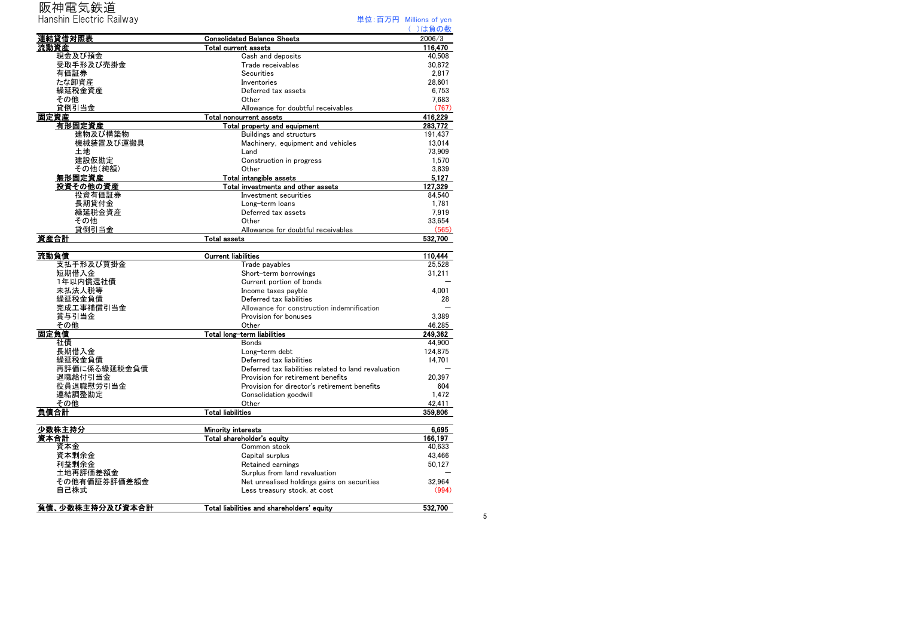# 阪神電気鉄道
Hanshin Electric Railway

単位：百万円　Millions of yen
（　）は負の数

| 連結貸借対照表 | Consolidated Balance Sheets | 2006/3 |
|---|---|---|
| **流動資産** | **Total current assets** | **116,470** |
| 現金及び預金 | Cash and deposits | 40,508 |
| 受取手形及び売掛金 | Trade receivables | 30,872 |
| 有価証券 | Securities | 2,817 |
| たな卸資産 | Inventories | 28,601 |
| 繰延税金資産 | Deferred tax assets | 6,753 |
| その他 | Other | 7,683 |
| 貸倒引当金 | Allowance for doubtful receivables | (767) |
| **固定資産** | **Total noncurrent assets** | **416,229** |
| **有形固定資産** | **Total property and equipment** | **283,772** |
| 建物及び構築物 | Buildings and structurs | 191,437 |
| 機械装置及び運搬具 | Machinery, equipment and vehicles | 13,014 |
| 土地 | Land | 73,909 |
| 建設仮勘定 | Construction in progress | 1,570 |
| その他（純額） | Other | 3,839 |
| **無形固定資産** | **Total intangible assets** | **5,127** |
| **投資その他の資産** | **Total investments and other assets** | **127,329** |
| 投資有価証券 | Investment securities | 84,540 |
| 長期貸付金 | Long-term loans | 1,781 |
| 繰延税金資産 | Deferred tax assets | 7,919 |
| その他 | Other | 33,654 |
| 貸倒引当金 | Allowance for doubtful receivables | (565) |
| **資産合計** | **Total assets** | **532,700** |
| | | |
| **流動負債** | **Current liabilities** | **110,444** |
| 支払手形及び買掛金 | Trade payables | 25,528 |
| 短期借入金 | Short-term borrowings | 31,211 |
| 1年以内償還社債 | Current portion of bonds | ― |
| 未払法人税等 | Income taxes payble | 4,001 |
| 繰延税金負債 | Deferred tax liabilities | 28 |
| 完成工事補償引当金 | Allowance for construction indemnification | ― |
| 賞与引当金 | Provision for bonuses | 3,389 |
| その他 | Other | 46,285 |
| **固定負債** | **Total long-term liabilities** | **249,362** |
| 社債 | Bonds | 44,900 |
| 長期借入金 | Long-term debt | 124,875 |
| 繰延税金負債 | Deferred tax liabilities | 14,701 |
| 再評価に係る繰延税金負債 | Deferred tax liabilities related to land revaluation | ― |
| 退職給付引当金 | Provision for retirement benefits | 20,397 |
| 役員退職慰労引当金 | Provision for director's retirement benefits | 604 |
| 連結調整勘定 | Consolidation goodwill | 1,472 |
| その他 | Other | 42,411 |
| **負債合計** | **Total liabilities** | **359,806** |
| | | |
| **少数株主持分** | **Minority interests** | **6,695** |
| **資本合計** | **Total shareholder's equity** | **166,197** |
| 資本金 | Common stock | 40,633 |
| 資本剰余金 | Capital surplus | 43,466 |
| 利益剰余金 | Retained earnings | 50,127 |
| 土地再評価差額金 | Surplus from land revaluation | ― |
| その他有価証券評価差額金 | Net unrealised holdings gains on securities | 32,964 |
| 自己株式 | Less treasury stock, at cost | (994) |
| | | |
| **負債、少数株主持分及び資本合計** | **Total liabilities and shareholders' equity** | **532,700** |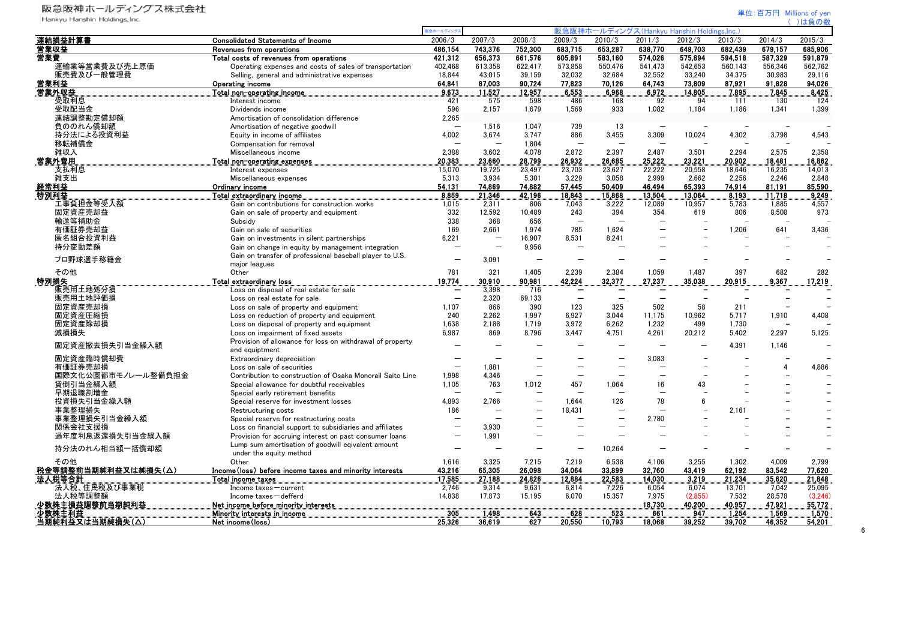阪急阪神ホールディングス株式会社
Hankyu Hanshin Holdings, Inc.

単位：百万円　Millions of yen
（ ）は負の数

| 連結損益計算書 | Consolidated Statements of Income | 2006/3 | 2007/3 | 2008/3 | 2009/3 | 2010/3 | 2011/3 | 2012/3 | 2013/3 | 2014/3 | 2015/3 |
|---|---|---|---|---|---|---|---|---|---|---|---|
| | | 阪急ホールディングス | 阪急阪神ホールディングス(Hankyu Hanshin Holdings,Inc.) | | | | | | | | |
| 営業収益 | Revenues from operations | 486,154 | 743,376 | 752,300 | 683,715 | 653,287 | 638,770 | 649,703 | 682,439 | 679,157 | 685,906 |
| 営業費 | Total costs of revenues from operations | 421,312 | 656,373 | 661,576 | 605,891 | 583,160 | 574,026 | 575,894 | 594,518 | 587,329 | 591,879 |
| 運輸業等営業費及び売上原価 | Operating expenses and costs of sales of transportation | 402,468 | 613,358 | 622,417 | 573,858 | 550,476 | 541,473 | 542,653 | 560,143 | 556,346 | 562,762 |
| 販売費及び一般管理費 | Selling, general and administrative expenses | 18,844 | 43,015 | 39,159 | 32,032 | 32,684 | 32,552 | 33,240 | 34,375 | 30,983 | 29,116 |
| 営業利益 | Operating income | 64,841 | 87,003 | 90,724 | 77,823 | 70,126 | 64,743 | 73,809 | 87,921 | 91,828 | 94,026 |
| 営業外収益 | Total non-operating income | 9,673 | 11,527 | 12,957 | 6,553 | 6,968 | 6,972 | 14,805 | 7,895 | 7,845 | 8,425 |
| 受取利息 | Interest income | 421 | 575 | 598 | 486 | 168 | 92 | 94 | 111 | 130 | 124 |
| 受取配当金 | Dividends income | 596 | 2,157 | 1,679 | 1,569 | 933 | 1,082 | 1,184 | 1,186 | 1,341 | 1,399 |
| 連結調整勘定償却額 | Amortisation of consolidation difference | 2,265 | | | | | | | | | |
| 負ののれん償却額 | Amortisation of negative goodwill | – | 1,516 | 1,047 | 739 | 13 | – | – | – | – | – |
| 持分法による投資利益 | Equity in income of affiliates | 4,002 | 3,674 | 3,747 | 886 | 3,455 | 3,309 | 10,024 | 4,302 | 3,798 | 4,543 |
| 移転補償金 | Compensation for removal | – | – | 1,804 | – | – | – | – | – | – | – |
| 雑収入 | Miscellaneous income | 2,388 | 3,602 | 4,078 | 2,872 | 2,397 | 2,487 | 3,501 | 2,294 | 2,575 | 2,358 |
| 営業外費用 | Total non-operating expenses | 20,383 | 23,660 | 28,799 | 26,932 | 26,685 | 25,222 | 23,221 | 20,902 | 18,481 | 16,862 |
| 支払利息 | Interest expenses | 15,070 | 19,725 | 23,497 | 23,703 | 23,627 | 22,222 | 20,558 | 18,646 | 16,235 | 14,013 |
| 雑支出 | Miscellaneous expenses | 5,313 | 3,934 | 5,301 | 3,229 | 3,058 | 2,999 | 2,662 | 2,256 | 2,246 | 2,848 |
| 経常利益 | Ordinary income | 54,131 | 74,869 | 74,882 | 57,445 | 50,409 | 46,494 | 65,393 | 74,914 | 81,191 | 85,590 |
| 特別利益 | Total extraordinary income | 8,859 | 21,346 | 42,196 | 18,843 | 15,868 | 13,504 | 13,064 | 8,193 | 11,718 | 9,249 |
| 工事負担金等受入額 | Gain on contributions for construction works | 1,015 | 2,311 | 806 | 7,043 | 3,222 | 12,089 | 10,957 | 5,783 | 1,885 | 4,557 |
| 固定資産売却益 | Gain on sale of property and equipment | 332 | 12,592 | 10,489 | 243 | 394 | 354 | 619 | 806 | 8,508 | 973 |
| 輸送等補助金 | Subsidy | 338 | 368 | 656 | – | – | – | – | – | – | – |
| 有価証券売却益 | Gain on sale of securities | 169 | 2,661 | 1,974 | 785 | 1,624 | – | – | 1,206 | 641 | 3,436 |
| 匿名組合投資利益 | Gain on investments in silent partnerships | 6,221 | – | 16,907 | 8,531 | 8,241 | – | – | – | – | – |
| 持分変動差額 | Gain on change in equity by management integration | – | – | 9,956 | – | – | – | – | – | – | – |
| プロ野球選手移籍金 | Gain on transfer of professional baseball player to U.S. major leagues | – | 3,091 | – | – | – | – | – | – | – | – |
| その他 | Other | 781 | 321 | 1,405 | 2,239 | 2,384 | 1,059 | 1,487 | 397 | 682 | 282 |
| 特別損失 | Total extraordinary loss | 19,774 | 30,910 | 90,981 | 42,224 | 32,377 | 27,237 | 35,038 | 20,915 | 9,367 | 17,219 |
| 販売用土地処分損 | Loss on disposal of real estate for sale | – | 3,398 | 716 | – | – | – | – | – | – | – |
| 販売用土地評価損 | Loss on real estate for sale | – | 2,320 | 69,133 | – | – | – | – | – | – | – |
| 固定資産売却損 | Loss on sale of property and equipment | 1,107 | 866 | 390 | 123 | 325 | 502 | 58 | 211 | – | – |
| 固定資産圧縮損 | Loss on reduction of property and equipment | 240 | 2,262 | 1,997 | 6,927 | 3,044 | 11,175 | 10,962 | 5,717 | 1,910 | 4,408 |
| 固定資産除却損 | Loss on disposal of property and equipment | 1,638 | 2,188 | 1,719 | 3,972 | 6,262 | 1,232 | 499 | 1,730 | – | – |
| 減損損失 | Loss on impairment of fixed assets | 6,987 | 869 | 8,796 | 3,447 | 4,751 | 4,261 | 20,212 | 5,402 | 2,297 | 5,125 |
| 固定資産撤去損失引当金繰入額 | Provision of allowance for loss on withdrawal of property and equiptment | – | – | – | – | – | – | – | 4,391 | 1,146 | – |
| 固定資産臨時償却費 | Extraordinary depreciation | – | – | – | – | – | 3,083 | – | – | – | – |
| 有価証券売却損 | Loss on sale of securities | – | 1,881 | – | – | – | – | – | – | 4 | 4,886 |
| 国際文化公園都市モノレール整備負担金 | Contribution to construction of Osaka Monorail Saito Line | 1,998 | 4,346 | – | – | – | – | – | – | – | – |
| 貸倒引当金繰入額 | Special allowance for doubtful receivables | 1,105 | 763 | 1,012 | 457 | 1,064 | 16 | 43 | – | – | – |
| 早期退職割増金 | Special early retirement benefits | – | – | – | – | – | – | – | – | – | – |
| 投資損失引当金繰入額 | Special reserve for investment losses | 4,893 | 2,766 | – | 1,644 | 126 | 78 | 6 | – | – | – |
| 事業整理損 | Restructuring costs | 186 | – | – | 18,431 | – | – | – | 2,161 | – | – |
| 事業整理損失引当金繰入額 | Special reserve for restructuring costs | – | – | – | – | – | 2,780 | – | – | – | – |
| 関係会社支援損 | Loss on financial support to subsidiaries and affiliates | – | 3,930 | – | – | – | – | – | – | – | – |
| 過年度利息返還損失引当金繰入額 | Provision for accruing interest on past consumer loans | – | 1,991 | – | – | – | – | – | – | – | – |
| 持分法のれん相当額一括償却額 | Lump sum amortisation of goodwill eqivalent amount under the equity method | – | – | – | – | 10,264 | – | – | – | – | – |
| その他 | Other | 1,616 | 3,325 | 7,215 | 7,219 | 6,538 | 4,106 | 3,255 | 1,302 | 4,009 | 2,799 |
| 税金等調整前当期純利益又は純損失(△) | Income(loss) before income taxes and minority interests | 43,216 | 65,305 | 26,098 | 34,064 | 33,899 | 32,760 | 43,419 | 62,192 | 83,542 | 77,620 |
| 法人税等合計 | Total income taxes | 17,585 | 27,188 | 24,826 | 12,884 | 22,583 | 14,030 | 3,219 | 21,234 | 35,620 | 21,848 |
| 法人税、住民税及び事業税 | Income taxes－current | 2,746 | 9,314 | 9,631 | 6,814 | 7,226 | 6,054 | 6,074 | 13,701 | 7,042 | 25,095 |
| 法人税等調整額 | Income taxes－defferd | 14,838 | 17,873 | 15,195 | 6,070 | 15,357 | 7,975 | (2,855) | 7,532 | 28,578 | (3,246) |
| 少数株主損益調整前当期純利益 | Net income before minority interests | | | | | | 18,730 | 40,200 | 40,957 | 47,921 | 55,772 |
| 少数株主利益 | Minority interests in income | 305 | 1,498 | 643 | 628 | 523 | 661 | 947 | 1,254 | 1,569 | 1,570 |
| 当期純利益又は当期純損失(△) | Net income(loss) | 25,326 | 36,619 | 627 | 20,550 | 10,793 | 18,068 | 39,252 | 39,702 | 46,352 | 54,201 |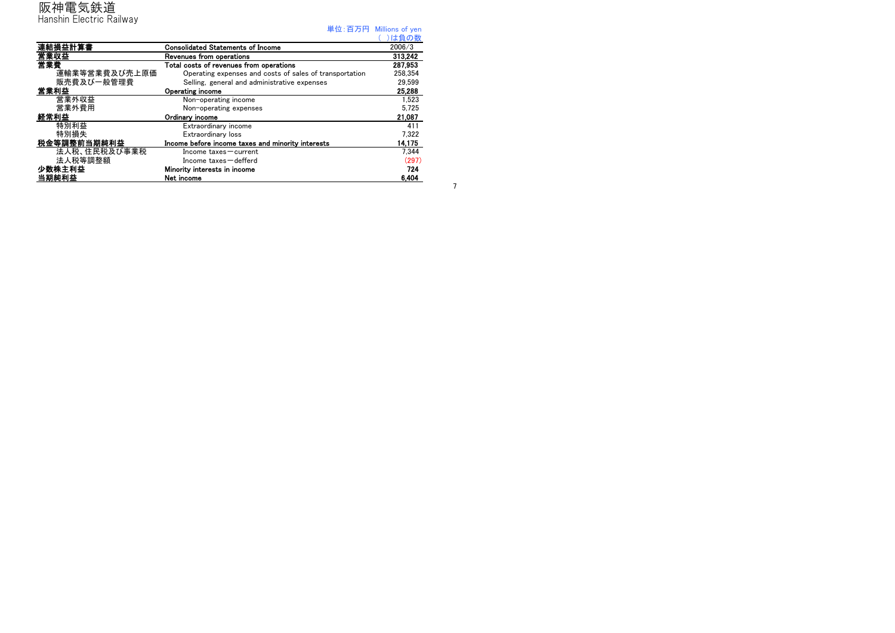# 阪神電気鉄道
Hanshin Electric Railway

単位：百万円　Millions of yen
（　）は負の数

| 連結損益計算書 | Consolidated Statements of Income | 2006/3 |
|---|---|---|
| **営業収益** | **Revenues from operations** | **313,242** |
| **営業費** | **Total costs of revenues from operations** | **287,953** |
| 運輸業等営業費及び売上原価 | Operating expenses and costs of sales of transportation | 258,354 |
| 販売費及び一般管理費 | Selling, general and administrative expenses | 29,599 |
| **営業利益** | **Operating income** | **25,288** |
| 営業外収益 | Non-operating income | 1,523 |
| 営業外費用 | Non-operating expenses | 5,725 |
| **経常利益** | **Ordinary income** | **21,087** |
| 特別利益 | Extraordinary income | 411 |
| 特別損失 | Extraordinary loss | 7,322 |
| **税金等調整前当期純利益** | **Income before income taxes and minority interests** | **14,175** |
| 法人税、住民税及び事業税 | Income taxes－current | 7,344 |
| 法人税等調整額 | Income taxes－defferd | (297) |
| **少数株主利益** | **Minority interests in income** | **724** |
| **当期純利益** | **Net income** | **6,404** |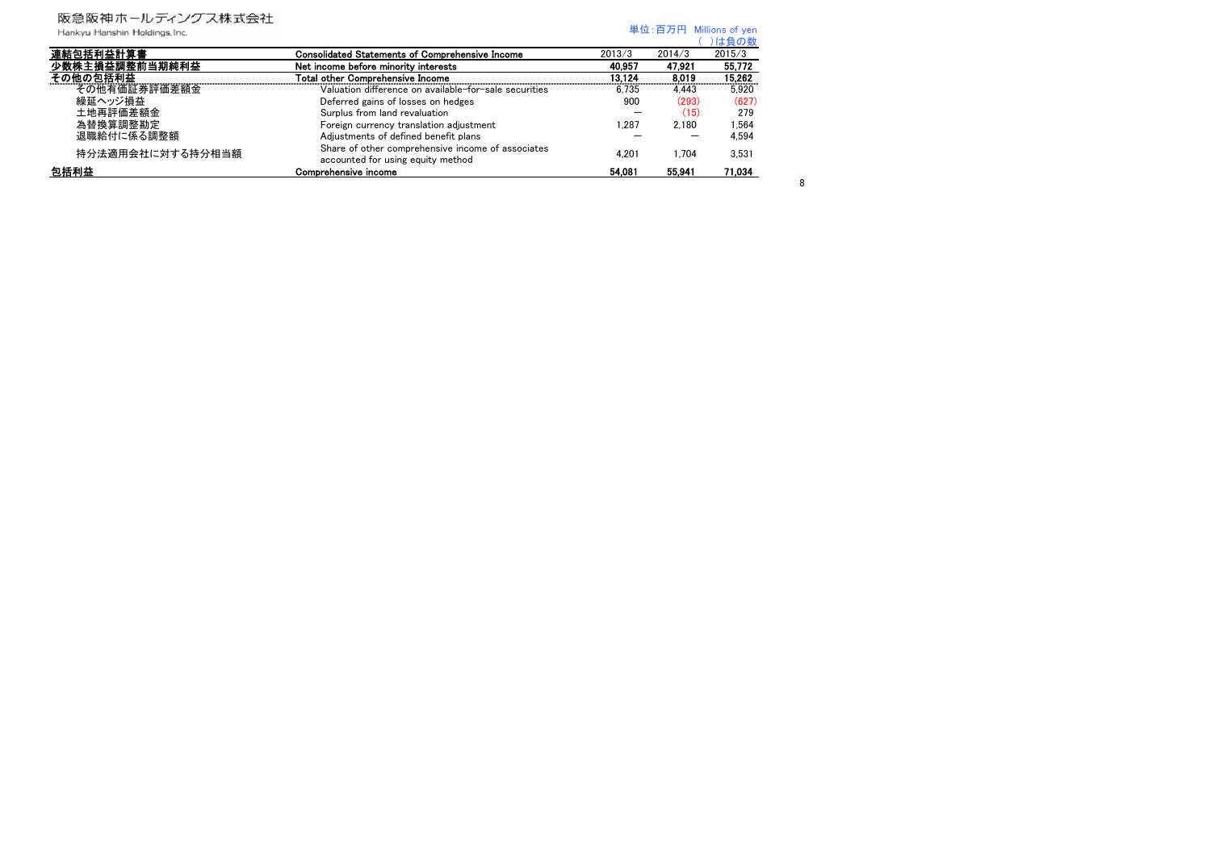阪急阪神ホールディングス株式会社
Hankyu Hanshin Holdings, Inc.

単位：百万円　Millions of yen
（　）は負の数

| 連結包括利益計算書 | Consolidated Statements of Comprehensive Income | 2013/3 | 2014/3 | 2015/3 |
|---|---|---|---|---|
| **少数株主損益調整前当期純利益** | **Net income before minority interests** | **40,957** | **47,921** | **55,772** |
| **その他の包括利益** | **Total other Comprehensive Income** | **13,124** | **8,019** | **15,262** |
| その他有価証券評価差額金 | Valuation difference on available-for-sale securities | 6,735 | 4,443 | 5,920 |
| 繰延ヘッジ損益 | Deferred gains of losses on hedges | 900 | (293) | (627) |
| 土地再評価差額金 | Surplus from land revaluation | ― | (15) | 279 |
| 為替換算調整勘定 | Foreign currency translation adjustment | 1,287 | 2,180 | 1,564 |
| 退職給付に係る調整額 | Adjustments of defined benefit plans | ― | ― | 4,594 |
| 持分法適用会社に対する持分相当額 | Share of other comprehensive income of associates accounted for using equity method | 4,201 | 1,704 | 3,531 |
| **包括利益** | **Comprehensive income** | **54,081** | **55,941** | **71,034** |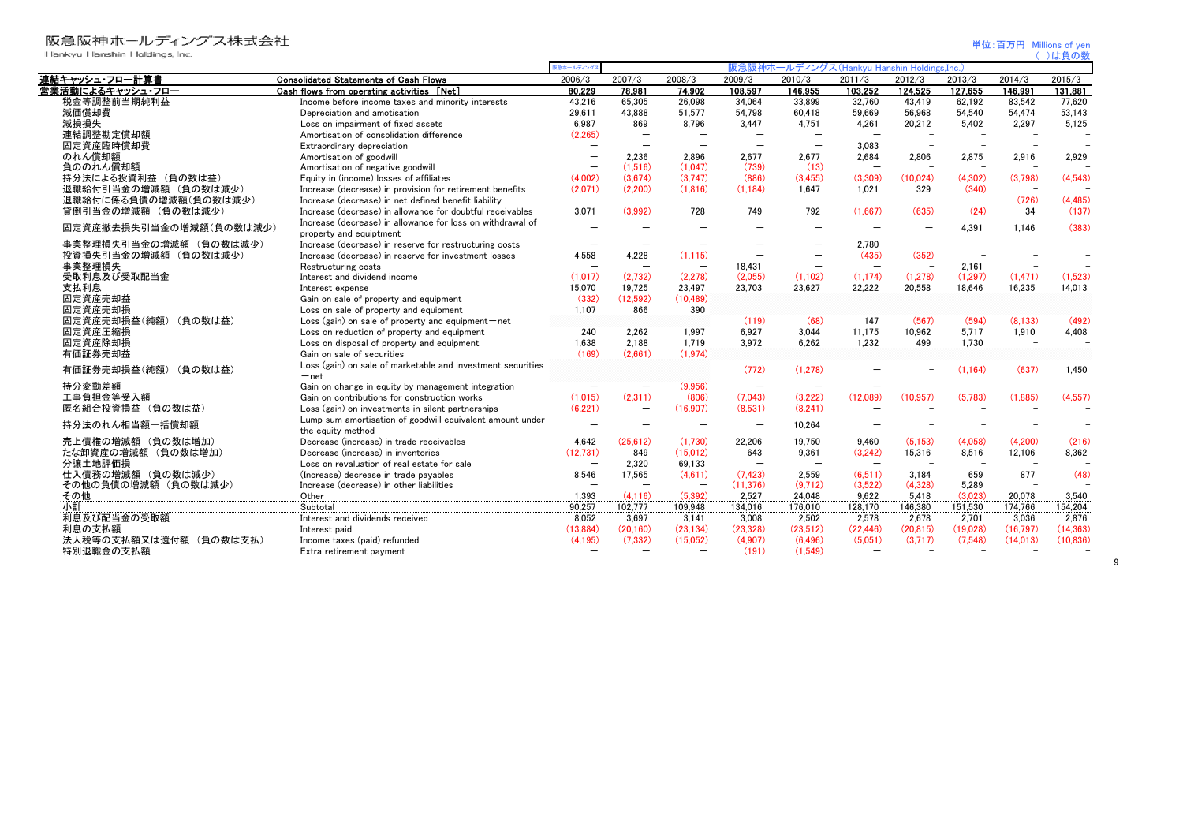# 阪急阪神ホールディングス株式会社

Hankyu Hanshin Holdings, Inc.

単位:百万円 Millions of yen
( )は負の数

| 連結キャッシュ・フロー計算書 | Consolidated Statements of Cash Flows | 2006/3 (阪急ホールディングス) | 2007/3 | 2008/3 | 2009/3 | 2010/3 | 2011/3 | 2012/3 | 2013/3 | 2014/3 | 2015/3 |
|---|---|---|---|---|---|---|---|---|---|---|---|
| | | | 阪急阪神ホールディングス(Hankyu Hanshin Holdings,Inc.) | | | | | | | | |
| **営業活動によるキャッシュ・フロー** | **Cash flows from operating activities [Net]** | **80,229** | **78,981** | **74,902** | **108,597** | **146,955** | **103,252** | **124,525** | **127,655** | **146,991** | **131,881** |
| 税金等調整前当期純利益 | Income before income taxes and minority interests | 43,216 | 65,305 | 26,098 | 34,064 | 33,899 | 32,760 | 43,419 | 62,192 | 83,542 | 77,620 |
| 減価償却費 | Depreciation and amotisation | 29,611 | 43,888 | 51,577 | 54,798 | 60,418 | 59,669 | 56,968 | 54,540 | 54,474 | 53,143 |
| 減損損失 | Loss on impairment of fixed assets | 6,987 | 869 | 8,796 | 3,447 | 4,751 | 4,261 | 20,212 | 5,402 | 2,297 | 5,125 |
| 連結調整勘定償却額 | Amortisation of consolidation difference | (2,265) | － | － | － | － | － | － | － | － | － |
| 固定資産臨時償却費 | Extraordinary depreciation | － | － | － | － | － | 3,083 | － | － | － | － |
| のれん償却額 | Amortisation of goodwill | － | 2,236 | 2,896 | 2,677 | 2,677 | 2,684 | 2,806 | 2,875 | 2,916 | 2,929 |
| 負ののれん償却額 | Amortisation of negative goodwill | － | (1,516) | (1,047) | (739) | (13) | － | － | － | － | － |
| 持分法による投資利益 (負の数は益) | Equity in (income) losses of affiliates | (4,002) | (3,674) | (3,747) | (886) | (3,455) | (3,309) | (10,024) | (4,302) | (3,798) | (4,543) |
| 退職給付引当金の増減額 (負の数は減少) | Increase (decrease) in provision for retirement benefits | (2,071) | (2,200) | (1,816) | (1,184) | 1,647 | 1,021 | 329 | (340) | － | － |
| 退職給付に係る負債の増減額(負の数は減少) | Increase (decrease) in net defined benefit liability | － | － | － | － | － | － | － | － | (726) | (4,485) |
| 貸倒引当金の増減額 (負の数は減少) | Increase (decrease) in allowance for doubtful receivables | 3,071 | (3,992) | 728 | 749 | 792 | (1,667) | (635) | (24) | 34 | (137) |
| 固定資産撤去損失引当金の増減額(負の数は減少) | Increase (decrease) in allowance for loss on withdrawal of property and equiptment | － | － | － | － | － | － | － | 4,391 | 1,146 | (383) |
| 事業整理損失引当金の増減額 (負の数は減少) | Increase (decrease) in reserve for restructuring costs | － | － | － | － | － | 2,780 | － | － | － | － |
| 投資損失引当金の増減額 (負の数は減少) | Increase (decrease) in reserve for investment losses | 4,558 | 4,228 | (1,115) | － | － | (435) | (352) | － | － | － |
| 事業整理損失 | Restructuring costs | － | － | － | 18,431 | － | － | － | 2,161 | － | － |
| 受取利息及び受取配当金 | Interest and dividend income | (1,017) | (2,732) | (2,278) | (2,055) | (1,102) | (1,174) | (1,278) | (1,297) | (1,471) | (1,523) |
| 支払利息 | Interest expense | 15,070 | 19,725 | 23,497 | 23,703 | 23,627 | 22,222 | 20,558 | 18,646 | 16,235 | 14,013 |
| 固定資産売却益 | Gain on sale of property and equipment | (332) | (12,592) | (10,489) | | | | | | | |
| 固定資産売却損 | Loss on sale of property and equipment | 1,107 | 866 | 390 | | | | | | | |
| 固定資産売却損益(純額) (負の数は益) | Loss (gain) on sale of property and equipment－net | | | | (119) | (68) | 147 | (567) | (594) | (8,133) | (492) |
| 固定資産圧縮損 | Loss on reduction of property and equipment | 240 | 2,262 | 1,997 | 6,927 | 3,044 | 11,175 | 10,962 | 5,717 | 1,910 | 4,408 |
| 固定資産除却損 | Loss on disposal of property and equipment | 1,638 | 2,188 | 1,719 | 3,972 | 6,262 | 1,232 | 499 | 1,730 | － | － |
| 有価証券売却益 | Gain on sale of securities | (169) | (2,661) | (1,974) | | | | | | | |
| 有価証券売却損益(純額) (負の数は益) | Loss (gain) on sale of marketable and investment securities－net | | | | (772) | (1,278) | － | － | (1,164) | (637) | 1,450 |
| 持分変動差額 | Gain on change in equity by management integration | － | － | (9,956) | － | － | － | － | － | － | － |
| 工事負担金等受入額 | Gain on contributions for construction works | (1,015) | (2,311) | (806) | (7,043) | (3,222) | (12,089) | (10,957) | (5,783) | (1,885) | (4,557) |
| 匿名組合投資損益 (負の数は益) | Loss (gain) on investments in silent partnerships | (6,221) | － | (16,907) | (8,531) | (8,241) | － | － | － | － | － |
| 持分法のれん相当額一括償却額 | Lump sum amortisation of goodwill equivalent amount under the equity method | － | － | － | － | 10,264 | － | － | － | － | － |
| 売上債権の増減額 (負の数は増加) | Decrease (increase) in trade receivables | 4,642 | (25,612) | (1,730) | 22,206 | 19,750 | 9,460 | (5,153) | (4,058) | (4,200) | (216) |
| たな卸資産の増減額 (負の数は増加) | Decrease (increase) in inventories | (12,731) | 849 | (15,012) | 643 | 9,361 | (3,242) | 15,316 | 8,516 | 12,106 | 8,362 |
| 分譲土地評価損 | Loss on revaluation of real estate for sale | － | 2,320 | 69,133 | － | － | － | － | － | － | － |
| 仕入債務の増減額 (負の数は減少) | (Increase) decrease in trade payables | 8,546 | 17,565 | (4,611) | (7,423) | 2,559 | (6,511) | 3,184 | 659 | 877 | (48) |
| その他の負債の増減額 (負の数は減少) | Increase (decrease) in other liabilities | － | － | － | (11,376) | (9,712) | (3,522) | (4,328) | 5,289 | － | － |
| その他 | Other | 1,393 | (4,116) | (5,392) | 2,527 | 24,048 | 9,622 | 5,418 | (3,023) | 20,078 | 3,540 |
| 小計 | Subtotal | 90,257 | 102,777 | 109,948 | 134,016 | 176,010 | 128,170 | 146,380 | 151,530 | 174,766 | 154,204 |
| 利息及び配当金の受取額 | Interest and dividends received | 8,052 | 3,697 | 3,141 | 3,008 | 2,502 | 2,578 | 2,678 | 2,701 | 3,036 | 2,876 |
| 利息の支払額 | Interest paid | (13,884) | (20,160) | (23,134) | (23,328) | (23,512) | (22,446) | (20,815) | (19,028) | (16,797) | (14,363) |
| 法人税等の支払額又は還付額 (負の数は支払) | Income taxes (paid) refunded | (4,195) | (7,332) | (15,052) | (4,907) | (6,496) | (5,051) | (3,717) | (7,548) | (14,013) | (10,836) |
| 特別退職金の支払額 | Extra retirement payment | － | － | － | (191) | (1,549) | － | － | － | － | － |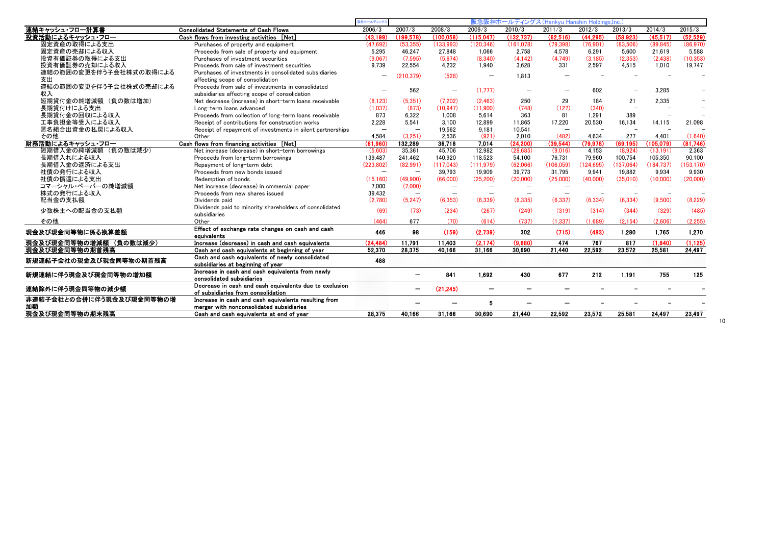| 連結キャッシュ・フロー計算書 | Consolidated Statements of Cash Flows | 2006/3 | 2007/3 | 2008/3 | 2009/3 | 2010/3 | 2011/3 | 2012/3 | 2013/3 | 2014/3 | 2015/3 |
|---|---|---|---|---|---|---|---|---|---|---|---|
| | | 阪急ホールディングス | 阪急阪神ホールディングス(Hankyu Hanshin Holdings,Inc.) | | | | | | | | |
| 投資活動によるキャッシュ・フロー | Cash flows from investing activities [Net] | (43,199) | (199,578) | (100,058) | (115,047) | (132,737) | (62,516) | (44,295) | (58,923) | (45,517) | (52,529) |
| 固定資産の取得による支出 | Purchases of property and equipment | (47,692) | (53,355) | (133,993) | (120,346) | (161,078) | (79,398) | (76,901) | (83,506) | (89,845) | (86,970) |
| 固定資産の売却による収入 | Proceeds from sale of property and equipment | 5,295 | 46,247 | 27,848 | 1,066 | 2,758 | 4,578 | 6,291 | 5,600 | 21,619 | 5,588 |
| 投資有価証券の取得による支出 | Purchases of investment securities | (9,067) | (7,595) | (5,674) | (8,340) | (4,142) | (4,749) | (3,185) | (2,353) | (2,438) | (10,353) |
| 投資有価証券の売却による収入 | Proceeds from sale of investment securities | 9,739 | 22,554 | 4,232 | 1,940 | 3,628 | 331 | 2,597 | 4,515 | 1,010 | 19,747 |
| 連結の範囲の変更を伴う子会社株式の取得による支出 | Purchases of investments in consolidated subsidiaries affecting scope of consolidation | — | (210,379) | (528) | — | 1,813 | — | – | – | – | – |
| 連結の範囲の変更を伴う子会社株式の売却による収入 | Proceeds from sale of investments in consolidated subsidiaries affecting scope of consolidation | — | 562 | — | (1,777) | — | — | 602 | – | 3,285 | – |
| 短期貸付金の純増減額（負の数は増加） | Net decrease (increase) in short-term loans receivable | (8,123) | (5,351) | (7,202) | (2,463) | 250 | 29 | 184 | 21 | 2,335 | – |
| 長期貸付けによる支出 | Long-term loans advanced | (1,037) | (873) | (10,947) | (11,900) | (748) | (127) | (340) | – | – | – |
| 長期貸付金の回収による収入 | Proceeds from collection of long-term loans receivable | 873 | 6,322 | 1,008 | 5,614 | 363 | 81 | 1,291 | 389 | – | – |
| 工事負担金等受入による収入 | Receipt of contributions for construction works | 2,228 | 5,541 | 3,100 | 12,899 | 11,865 | 17,220 | 20,530 | 16,134 | 14,115 | 21,098 |
| 匿名組合出資金の払戻による収入 | Receipt of repayment of investments in silent partnerships | — | — | 19,562 | 9,181 | 10,541 | — | – | – | – | – |
| その他 | Other | 4,584 | (3,251) | 2,536 | (921) | 2,010 | (482) | 4,634 | 277 | 4,401 | (1,640) |
| 財務活動によるキャッシュ・フロー | Cash flows from financing activities [Net] | (61,960) | 132,289 | 36,718 | 7,014 | (24,200) | (39,544) | (79,978) | (69,195) | (105,079) | (81,746) |
| 短期借入金の純増減額（負の数は減少） | Net increase (decrease) in short-term borrowings | (5,603) | 35,361 | 45,706 | 12,982 | (28,685) | (9,016) | 4,153 | (8,924) | (13,191) | 2,363 |
| 長期借入れによる収入 | Proceeds from long-term borrowings | 139,487 | 241,462 | 140,920 | 118,523 | 54,100 | 76,731 | 79,960 | 100,754 | 105,350 | 90,100 |
| 長期借入金の返済による支出 | Repayment of long-term debt | (223,802) | (82,991) | (117,043) | (111,979) | (62,066) | (106,059) | (124,695) | (137,064) | (184,737) | (153,170) |
| 社債の発行による収入 | Proceeds from new bonds issued | — | — | 39,793 | 19,909 | 39,773 | 31,795 | 9,941 | 19,882 | 9,934 | 9,930 |
| 社債の償還による支出 | Redemption of bonds | (15,160) | (49,900) | (66,000) | (25,200) | (20,000) | (25,000) | (40,000) | (35,010) | (10,000) | (20,000) |
| コマーシャル・ペーパーの純増減額 | Net increase (decrease) in cmmercial paper | 7,000 | (7,000) | — | — | — | — | – | – | – | – |
| 株式の発行による収入 | Proceeds from new shares issued | 39,432 | — | — | — | — | — | – | – | – | – |
| 配当金の支払額 | Dividends paid | (2,780) | (5,247) | (6,353) | (6,339) | (6,335) | (6,337) | (6,334) | (6,334) | (9,500) | (8,229) |
| 少数株主への配当金の支払額 | Dividends paid to minority shareholders of consolidated subsidiaries | (69) | (73) | (234) | (267) | (249) | (319) | (314) | (344) | (329) | (485) |
| その他 | Other | (464) | 677 | (70) | (614) | (737) | (1,337) | (1,689) | (2,154) | (2,606) | (2,255) |
| 現金及び現金同等物に係る換算差額 | Effect of exchange rate changes on cash and cash equivalents | 446 | 98 | (159) | (2,739) | 302 | (715) | (483) | 1,280 | 1,765 | 1,270 |
| 現金及び現金同等物の増減額（負の数は減少） | Increase (decrease) in cash and cash equivalents | (24,484) | 11,791 | 11,403 | (2,174) | (9,680) | 474 | 767 | 817 | (1,840) | (1,125) |
| 現金及び現金同等物の期首残高 | Cash and cash equivalents at beginning of year | 52,370 | 28,375 | 40,166 | 31,166 | 30,690 | 21,440 | 22,592 | 23,572 | 25,581 | 24,497 |
| 新規連結子会社の現金及び現金同等物の期首残高 | Cash and cash equivalents of newly consolidated subsidiaries at beginning of year | 488 | | | | | | | | | |
| 新規連結に伴う現金及び現金同等物の増加額 | Increase in cash and cash equivalents from newly consolidated subsidiaries | | — | 841 | 1,692 | 430 | 677 | 212 | 1,191 | 755 | 125 |
| 連結除外に伴う現金及び現金同等物の減少額 | Decrease in cash and cash equivalents due to exclusion of subsidiaries from consolidation | | — | (21,245) | — | — | — | – | – | – | – |
| 非連結子会社との合併に伴う現金及び現金同等物の増加額 | Increase in cash and cash equivalents resulting from merger with nonconsolidated subsidiaries | | — | — | 5 | — | — | – | – | – | – |
| 現金及び現金同等物の期末残高 | Cash and cash equivalents at end of year | 28,375 | 40,166 | 31,166 | 30,690 | 21,440 | 22,592 | 23,572 | 25,581 | 24,497 | 23,497 |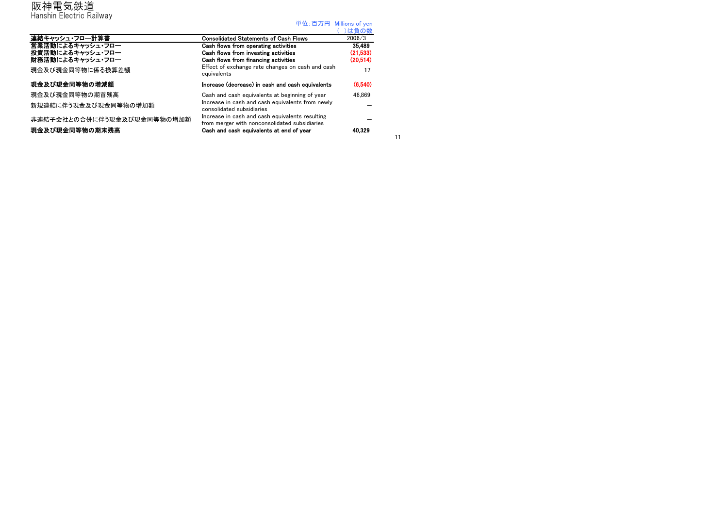# 阪神電気鉄道
Hanshin Electric Railway

単位：百万円　Millions of yen
（　）は負の数

| 連結キャッシュ・フロー計算書 | Consolidated Statements of Cash Flows | 2006/3 |
|---|---|---|
| **営業活動によるキャッシュ・フロー** | **Cash flows from operating activities** | **35,489** |
| **投資活動によるキャッシュ・フロー** | **Cash flows from investing activities** | **(21,533)** |
| **財務活動によるキャッシュ・フロー** | **Cash flows from financing activities** | **(20,514)** |
| 現金及び現金同等物に係る換算差額 | Effect of exchange rate changes on cash and cash equivalents | 17 |
| **現金及び現金同等物の増減額** | **Increase (decrease) in cash and cash equivalents** | **(6,540)** |
| 現金及び現金同等物の期首残高 | Cash and cash equivalents at beginning of year | 46,869 |
| 新規連結に伴う現金及び現金同等物の増加額 | Increase in cash and cash equivalents from newly consolidated subsidiaries | — |
| 非連結子会社との合併に伴う現金及び現金同等物の増加額 | Increase in cash and cash equivalents resulting from merger with nonconsolidated subsidiaries | — |
| **現金及び現金同等物の期末残高** | **Cash and cash equivalents at end of year** | **40,329** |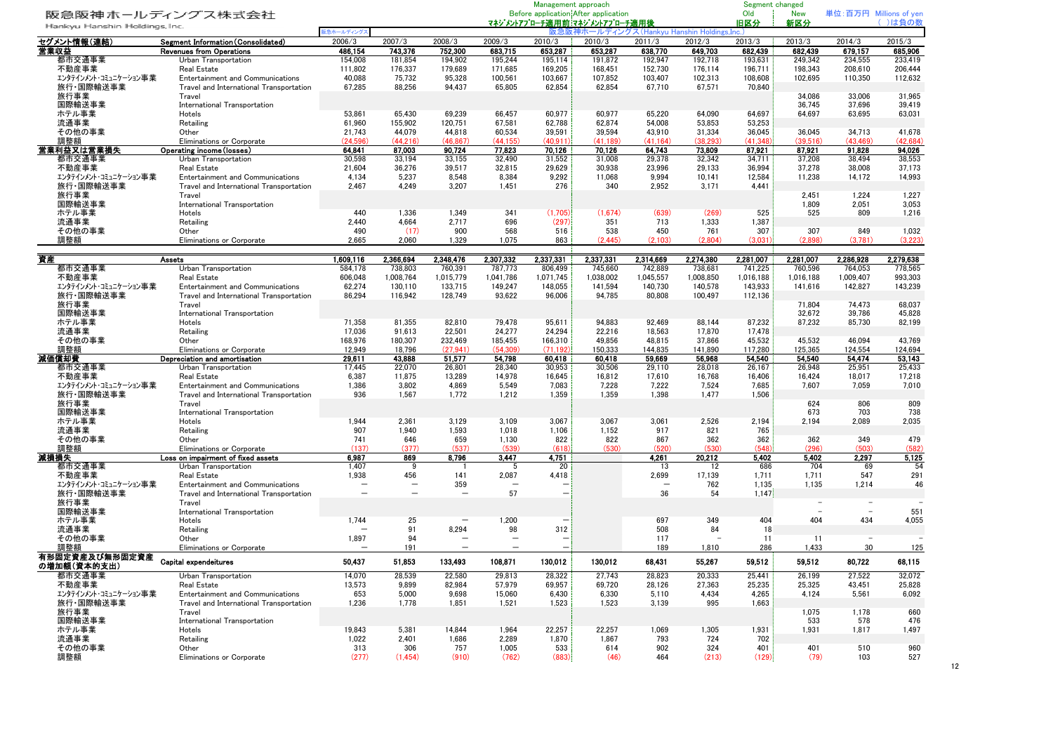# 阪急阪神ホールディングス株式会社
Hankyu Hanshin Holdings, Inc.

単位:百万円 Millions of yen ( )は負の数

| | | 阪急ホールディングス | | | | | 阪急阪神ホールディングス(Hankyu Hanshin Holdings,Inc.) | | | | | | |
|---|---|---|---|---|---|---|---|---|---|---|---|---|---|
| | | | | | | Management approach Before application マネジメントアプローチ適用前 | Management approach After application マネジメントアプローチ適用後 | | | Segment changed Old 旧区分 | Segment changed New 新区分 | | |
| セグメント情報(連結) | Segment Information (Consolidated) | 2006/3 | 2007/3 | 2008/3 | 2009/3 | 2010/3 | 2010/3 | 2011/3 | 2012/3 | 2013/3 | 2013/3 | 2014/3 | 2015/3 |
| **営業収益** | **Revenues from Operations** | 486,154 | 743,376 | 752,300 | 683,715 | 653,287 | 653,287 | 638,770 | 649,704 | 682,439 | 682,439 | 679,157 | 685,906 |
| 都市交通事業 | Urban Transportation | 154,008 | 181,854 | 194,902 | 195,244 | 195,114 | 191,872 | 192,947 | 192,718 | 193,631 | 249,342 | 234,555 | 233,419 |
| 不動産事業 | Real Estate | 111,802 | 176,337 | 179,689 | 171,685 | 169,205 | 168,451 | 152,730 | 176,114 | 196,711 | 198,343 | 208,610 | 206,444 |
| ｴﾝﾀﾃｲﾝﾒﾝﾄ･ｺﾐｭﾆｹｰｼｮﾝ事業 | Entertainment and Communications | 40,088 | 75,732 | 95,328 | 100,561 | 103,667 | 107,852 | 103,407 | 102,313 | 108,608 | 102,695 | 110,350 | 112,632 |
| 旅行・国際輸送事業 | Travel and International Transportation | 67,285 | 88,256 | 94,437 | 65,805 | 62,854 | 62,854 | 67,710 | 67,571 | 70,840 | | | |
| 旅行事業 | Travel | | | | | | | | | | 34,086 | 33,006 | 31,965 |
| 国際輸送事業 | International Transportation | | | | | | | | | | 36,745 | 37,696 | 39,419 |
| ホテル事業 | Hotels | 53,861 | 65,430 | 69,239 | 66,457 | 60,977 | 60,977 | 65,220 | 64,090 | 64,697 | 64,697 | 63,695 | 63,031 |
| 流通事業 | Retailing | 61,960 | 155,902 | 120,751 | 67,581 | 62,788 | 62,874 | 54,008 | 53,853 | 53,253 | | | |
| その他の事業 | Other | 21,743 | 44,079 | 44,818 | 60,534 | 39,591 | 39,594 | 43,910 | 31,334 | 36,045 | 36,045 | 34,713 | 41,678 |
| 調整額 | Eliminations or Corporate | (24,596) | (44,216) | (46,867) | (44,155) | (40,911) | (41,189) | (41,164) | (38,293) | (41,348) | (39,516) | (43,469) | (42,684) |
| **営業利益又は営業損失** | **Operating income (losses)** | 64,841 | 87,003 | 90,724 | 77,823 | 70,126 | 70,126 | 64,743 | 73,809 | 87,921 | 87,921 | 91,828 | 94,026 |
| 都市交通事業 | Urban Transportation | 30,598 | 33,194 | 33,155 | 32,490 | 31,552 | 31,008 | 29,378 | 32,342 | 34,711 | 37,208 | 38,494 | 38,553 |
| 不動産事業 | Real Estate | 21,604 | 36,276 | 39,517 | 32,815 | 29,629 | 30,938 | 23,996 | 29,133 | 36,994 | 37,278 | 38,008 | 37,173 |
| ｴﾝﾀﾃｲﾝﾒﾝﾄ･ｺﾐｭﾆｹｰｼｮﾝ事業 | Entertainment and Communications | 4,134 | 5,237 | 8,548 | 8,384 | 9,292 | 11,068 | 9,994 | 10,141 | 12,584 | 11,238 | 14,172 | 14,993 |
| 旅行・国際輸送事業 | Travel and International Transportation | 2,467 | 4,249 | 3,207 | 1,451 | 276 | 340 | 2,952 | 3,171 | 4,441 | | | |
| 旅行事業 | Travel | | | | | | | | | | 2,451 | 1,224 | 1,227 |
| 国際輸送事業 | International Transportation | | | | | | | | | | 1,809 | 2,051 | 3,053 |
| ホテル事業 | Hotels | 440 | 1,336 | 1,349 | 341 | (1,705) | (1,674) | (639) | (269) | 525 | 525 | 809 | 1,216 |
| 流通事業 | Retailing | 2,440 | 4,664 | 2,717 | 696 | (297) | 351 | 713 | 1,333 | 1,387 | | | |
| その他の事業 | Other | 490 | (17) | 900 | 568 | 516 | 538 | 450 | 761 | 307 | 307 | 849 | 1,032 |
| 調整額 | Eliminations or Corporate | 2,665 | 2,060 | 1,329 | 1,075 | 863 | (2,445) | (2,103) | (2,804) | (3,031) | (2,898) | (3,781) | (3,223) |
| **資産** | **Assets** | 1,609,116 | 2,366,694 | 2,348,476 | 2,307,332 | 2,337,331 | 2,337,331 | 2,314,669 | 2,274,380 | 2,281,007 | 2,281,007 | 2,286,928 | 2,279,638 |
| 都市交通事業 | Urban Transportation | 584,178 | 738,803 | 760,391 | 787,773 | 806,499 | 745,660 | 742,889 | 738,681 | 741,225 | 760,596 | 764,053 | 778,565 |
| 不動産事業 | Real Estate | 606,048 | 1,008,764 | 1,015,779 | 1,041,786 | 1,071,745 | 1,038,002 | 1,045,557 | 1,008,850 | 1,016,188 | 1,016,188 | 1,009,407 | 993,303 |
| ｴﾝﾀﾃｲﾝﾒﾝﾄ･ｺﾐｭﾆｹｰｼｮﾝ事業 | Entertainment and Communications | 62,274 | 130,110 | 133,715 | 149,247 | 148,055 | 141,594 | 140,730 | 140,578 | 143,933 | 141,616 | 142,827 | 143,239 |
| 旅行・国際輸送事業 | Travel and International Transportation | 86,294 | 116,942 | 128,749 | 93,622 | 96,006 | 94,785 | 80,808 | 100,497 | 112,136 | | | |
| 旅行事業 | Travel | | | | | | | | | | 71,804 | 74,473 | 68,037 |
| 国際輸送事業 | International Transportation | | | | | | | | | | 32,672 | 39,786 | 45,828 |
| ホテル事業 | Hotels | 71,358 | 81,355 | 82,810 | 79,478 | 95,611 | 94,883 | 92,469 | 88,144 | 87,232 | 87,232 | 85,730 | 82,199 |
| 流通事業 | Retailing | 17,036 | 91,613 | 22,501 | 24,277 | 24,294 | 22,216 | 18,563 | 17,870 | 17,478 | | | |
| その他の事業 | Other | 168,976 | 180,307 | 232,469 | 185,455 | 166,310 | 49,856 | 48,815 | 37,866 | 45,532 | 45,532 | 46,094 | 43,769 |
| 調整額 | Eliminations or Corporate | 12,949 | 18,796 | (27,941) | (54,309) | (71,192) | 150,333 | 144,835 | 141,890 | 117,280 | 125,365 | 124,554 | 124,694 |
| **減価償却費** | **Depreciation and amortisation** | 29,611 | 43,888 | 51,577 | 54,798 | 60,418 | 60,418 | 59,669 | 56,968 | 54,540 | 54,540 | 54,474 | 53,143 |
| 都市交通事業 | Urban Transportation | 17,445 | 22,070 | 26,801 | 28,340 | 30,953 | 30,506 | 29,110 | 28,018 | 26,167 | 26,948 | 25,951 | 25,433 |
| 不動産事業 | Real Estate | 6,387 | 11,875 | 13,289 | 14,978 | 16,645 | 16,812 | 17,610 | 16,768 | 16,406 | 16,424 | 18,017 | 17,218 |
| ｴﾝﾀﾃｲﾝﾒﾝﾄ･ｺﾐｭﾆｹｰｼｮﾝ事業 | Entertainment and Communications | 1,386 | 3,802 | 4,869 | 5,549 | 7,083 | 7,228 | 7,222 | 7,524 | 7,685 | 7,607 | 7,059 | 7,010 |
| 旅行・国際輸送事業 | Travel and International Transportation | 936 | 1,567 | 1,772 | 1,212 | 1,359 | 1,359 | 1,398 | 1,477 | 1,506 | | | |
| 旅行事業 | Travel | | | | | | | | | | 624 | 806 | 809 |
| 国際輸送事業 | International Transportation | | | | | | | | | | 673 | 703 | 738 |
| ホテル事業 | Hotels | 1,944 | 2,361 | 3,129 | 3,109 | 3,067 | 3,067 | 3,061 | 2,526 | 2,194 | 2,194 | 2,089 | 2,035 |
| 流通事業 | Retailing | 907 | 1,940 | 1,593 | 1,018 | 1,106 | 1,152 | 917 | 821 | 765 | | | |
| その他の事業 | Other | 741 | 646 | 659 | 1,130 | 822 | 822 | 867 | 362 | 362 | 362 | 349 | 479 |
| 調整額 | Eliminations or Corporate | (137) | (377) | (537) | (539) | (618) | (530) | (520) | (530) | (548) | (296) | (503) | (582) |
| **減損損失** | **Loss on impairment of fixed assets** | 6,987 | 869 | 8,796 | 3,447 | 4,751 | | 4,261 | 20,212 | 5,402 | 5,402 | 2,297 | 5,125 |
| 都市交通事業 | Urban Transportation | 1,407 | 9 | 1 | 5 | 20 | | 13 | 12 | 686 | 704 | 69 | 54 |
| 不動産事業 | Real Estate | 1,938 | 456 | 141 | 2,087 | 4,418 | | 2,699 | 17,139 | 1,711 | 1,711 | 547 | 291 |
| ｴﾝﾀﾃｲﾝﾒﾝﾄ･ｺﾐｭﾆｹｰｼｮﾝ事業 | Entertainment and Communications | — | — | 359 | — | — | | — | 762 | 1,135 | 1,135 | 1,214 | 46 |
| 旅行・国際輸送事業 | Travel and International Transportation | — | — | — | 57 | — | | 36 | 54 | 1,147 | | | |
| 旅行事業 | Travel | | | | | | | | | | – | – | – |
| 国際輸送事業 | International Transportation | | | | | | | | | | – | – | 551 |
| ホテル事業 | Hotels | 1,744 | 25 | — | 1,200 | — | | 697 | 349 | 404 | 404 | 434 | 4,055 |
| 流通事業 | Retailing | — | 91 | 8,294 | 98 | 312 | | 508 | 84 | 18 | | | |
| その他の事業 | Other | 1,897 | 94 | — | — | — | | 117 | – | 11 | 11 | – | – |
| 調整額 | Eliminations or Corporate | — | 191 | — | — | — | | 189 | 1,810 | 286 | 1,433 | 30 | 125 |
| **有形固定資産及び無形固定資産の増加額(資本的支出)** | **Capital expenditeures** | 50,437 | 51,853 | 133,493 | 108,871 | 130,012 | 130,012 | 68,431 | 55,267 | 59,512 | 59,512 | 80,722 | 68,115 |
| 都市交通事業 | Urban Transportation | 14,070 | 28,539 | 22,580 | 29,813 | 28,322 | 27,743 | 28,823 | 20,333 | 25,441 | 26,199 | 27,522 | 32,072 |
| 不動産事業 | Real Estate | 13,573 | 9,899 | 82,984 | 57,979 | 69,957 | 69,720 | 28,126 | 27,363 | 25,235 | 25,325 | 43,451 | 25,828 |
| ｴﾝﾀﾃｲﾝﾒﾝﾄ･ｺﾐｭﾆｹｰｼｮﾝ事業 | Entertainment and Communications | 653 | 5,000 | 9,698 | 15,060 | 6,430 | 6,330 | 5,110 | 4,434 | 4,265 | 4,124 | 5,561 | 6,092 |
| 旅行・国際輸送事業 | Travel and International Transportation | 1,236 | 1,778 | 1,851 | 1,521 | 1,523 | 1,523 | 3,139 | 995 | 1,663 | | | |
| 旅行事業 | Travel | | | | | | | | | | 1,075 | 1,178 | 660 |
| 国際輸送事業 | International Transportation | | | | | | | | | | 533 | 578 | 476 |
| ホテル事業 | Hotels | 19,843 | 5,381 | 14,844 | 1,964 | 22,257 | 22,257 | 1,069 | 1,305 | 1,931 | 1,931 | 1,817 | 1,497 |
| 流通事業 | Retailing | 1,022 | 2,401 | 1,686 | 2,289 | 1,870 | 1,867 | 793 | 724 | 702 | | | |
| その他の事業 | Other | 313 | 306 | 757 | 1,005 | 533 | 614 | 902 | 324 | 401 | 401 | 510 | 960 |
| 調整額 | Eliminations or Corporate | (277) | (1,454) | (910) | (762) | (883) | (46) | 464 | (213) | (129) | (79) | 103 | 527 |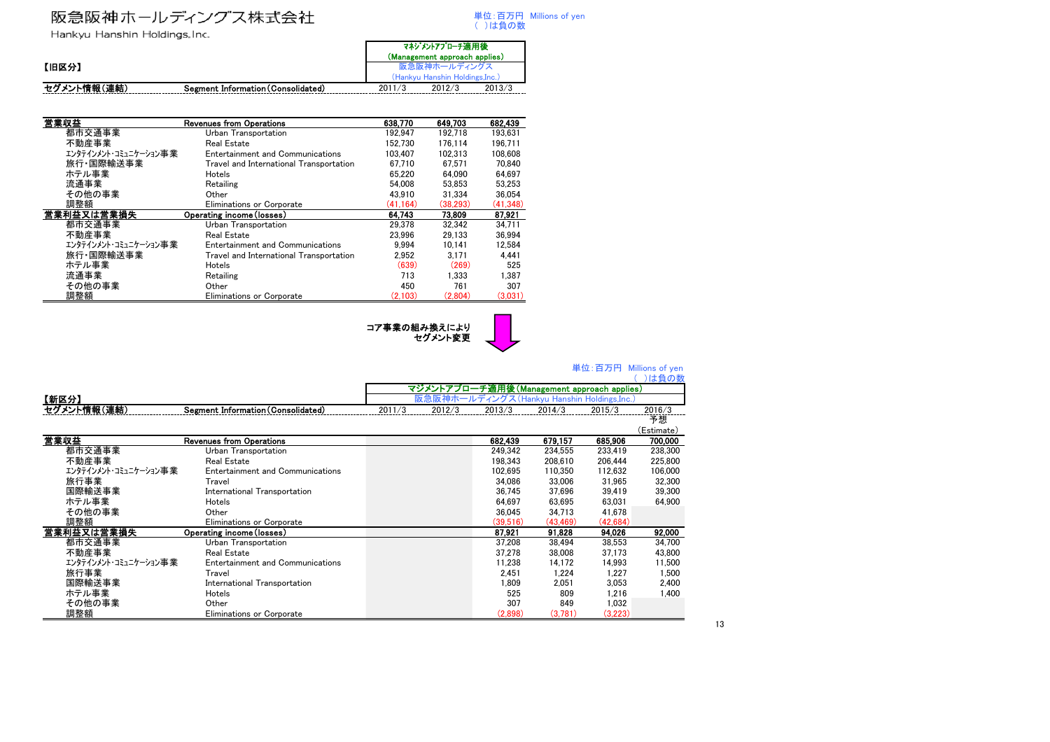# 阪急阪神ホールディングス株式会社

Hankyu Hanshin Holdings, Inc.

単位：百万円　Millions of yen
（　）は負の数

## 【旧区分】

| セグメント情報（連結） | Segment Information (Consolidated) | 2011/3 | 2012/3 | 2013/3 |
|---|---|---|---|---|
| | | マネジメントアプローチ適用後 (Management approach applies) 阪急阪神ホールディングス (Hankyu Hanshin Holdings,Inc.) | | |
| **営業収益** | **Revenues from Operations** | **638,770** | **649,703** | **682,439** |
| 都市交通事業 | Urban Transportation | 192,947 | 192,718 | 193,631 |
| 不動産事業 | Real Estate | 152,730 | 176,114 | 196,711 |
| ｴﾝﾀﾃｲﾝﾒﾝﾄ・ｺﾐｭﾆｹｰｼｮﾝ事業 | Entertainment and Communications | 103,407 | 102,313 | 108,608 |
| 旅行・国際輸送事業 | Travel and International Transportation | 67,710 | 67,571 | 70,840 |
| ホテル事業 | Hotels | 65,220 | 64,090 | 64,697 |
| 流通事業 | Retailing | 54,008 | 53,853 | 53,253 |
| その他の事業 | Other | 43,910 | 31,334 | 36,054 |
| 調整額 | Eliminations or Corporate | (41,164) | (38,293) | (41,348) |
| **営業利益又は営業損失** | **Operating income (losses)** | **64,743** | **73,809** | **87,921** |
| 都市交通事業 | Urban Transportation | 29,378 | 32,342 | 34,711 |
| 不動産事業 | Real Estate | 23,996 | 29,133 | 36,994 |
| ｴﾝﾀﾃｲﾝﾒﾝﾄ・ｺﾐｭﾆｹｰｼｮﾝ事業 | Entertainment and Communications | 9,994 | 10,141 | 12,584 |
| 旅行・国際輸送事業 | Travel and International Transportation | 2,952 | 3,171 | 4,441 |
| ホテル事業 | Hotels | (639) | (269) | 525 |
| 流通事業 | Retailing | 713 | 1,333 | 1,387 |
| その他の事業 | Other | 450 | 761 | 307 |
| 調整額 | Eliminations or Corporate | (2,103) | (2,804) | (3,031) |

**コア事業の組み換えにより セグメント変更**

単位：百万円　Millions of yen
（　）は負の数

## 【新区分】

| セグメント情報（連結） | Segment Information (Consolidated) | 2011/3 | 2012/3 | 2013/3 | 2014/3 | 2015/3 | 2016/3 予想 (Estimate) |
|---|---|---|---|---|---|---|---|
| | | マジメントアプローチ適用後 (Management approach applies) 阪急阪神ホールディングス (Hankyu Hanshin Holdings,Inc.) | | | | | |
| **営業収益** | **Revenues from Operations** | | | **682,439** | **679,157** | **685,906** | **700,000** |
| 都市交通事業 | Urban Transportation | | | 249,342 | 234,555 | 233,419 | 238,300 |
| 不動産事業 | Real Estate | | | 198,343 | 208,610 | 206,444 | 225,800 |
| ｴﾝﾀﾃｲﾝﾒﾝﾄ・ｺﾐｭﾆｹｰｼｮﾝ事業 | Entertainment and Communications | | | 102,695 | 110,350 | 112,632 | 106,000 |
| 旅行事業 | Travel | | | 34,086 | 33,006 | 31,965 | 32,300 |
| 国際輸送事業 | International Transportation | | | 36,745 | 37,696 | 39,419 | 39,300 |
| ホテル事業 | Hotels | | | 64,697 | 63,695 | 63,031 | 64,900 |
| その他の事業 | Other | | | 36,045 | 34,713 | 41,678 | |
| 調整額 | Eliminations or Corporate | | | (39,516) | (43,469) | (42,684) | |
| **営業利益又は営業損失** | **Operating income (losses)** | | | **87,921** | **91,828** | **94,026** | **92,000** |
| 都市交通事業 | Urban Transportation | | | 37,208 | 38,494 | 38,553 | 34,700 |
| 不動産事業 | Real Estate | | | 37,278 | 38,008 | 37,173 | 43,800 |
| ｴﾝﾀﾃｲﾝﾒﾝﾄ・ｺﾐｭﾆｹｰｼｮﾝ事業 | Entertainment and Communications | | | 11,238 | 14,172 | 14,993 | 11,500 |
| 旅行事業 | Travel | | | 2,451 | 1,224 | 1,227 | 1,500 |
| 国際輸送事業 | International Transportation | | | 1,809 | 2,051 | 3,053 | 2,400 |
| ホテル事業 | Hotels | | | 525 | 809 | 1,216 | 1,400 |
| その他の事業 | Other | | | 307 | 849 | 1,032 | |
| 調整額 | Eliminations or Corporate | | | (2,898) | (3,781) | (3,223) | |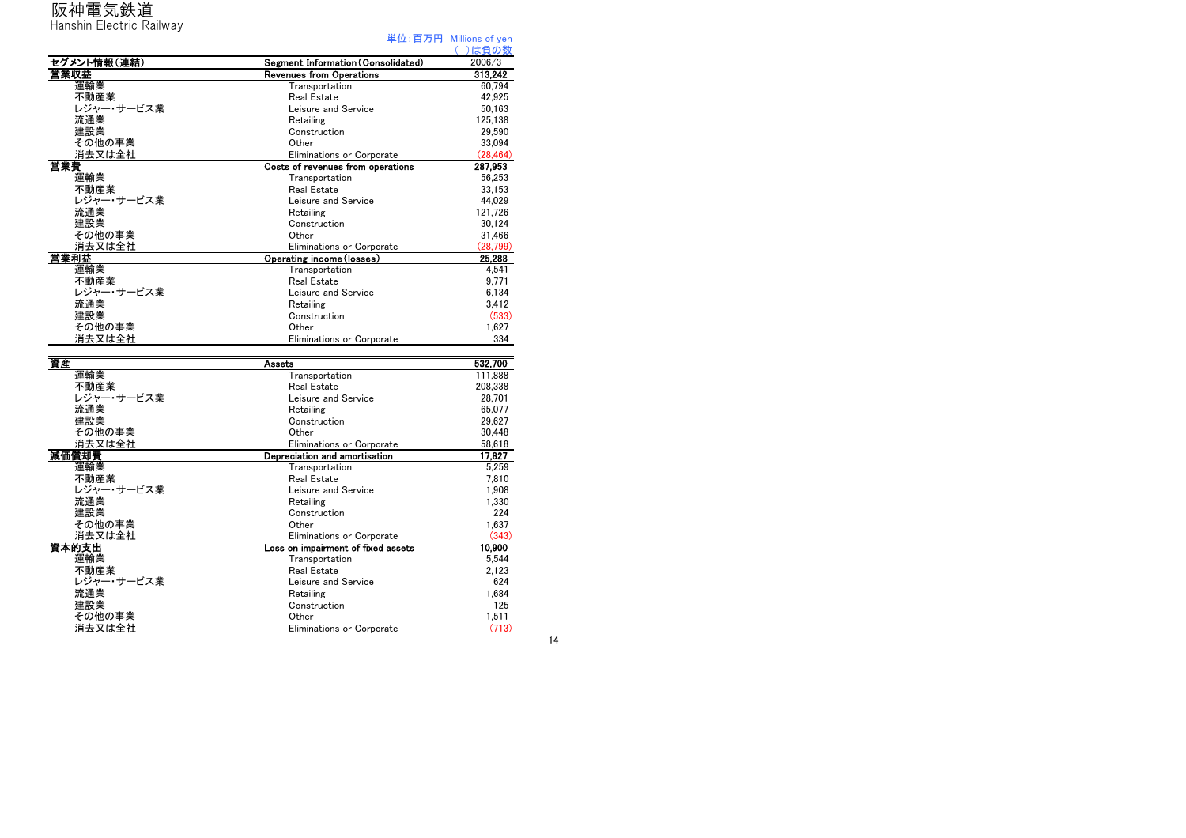# 阪神電気鉄道
Hanshin Electric Railway

単位：百万円 Millions of yen
（ ）は負の数

| セグメント情報（連結） | Segment Information (Consolidated) | 2006/3 |
|---|---|---|
| **営業収益** | **Revenues from Operations** | **313,242** |
| 運輸業 | Transportation | 60,794 |
| 不動産業 | Real Estate | 42,925 |
| レジャー・サービス業 | Leisure and Service | 50,163 |
| 流通業 | Retailing | 125,138 |
| 建設業 | Construction | 29,590 |
| その他の事業 | Other | 33,094 |
| 消去又は全社 | Eliminations or Corporate | (28,464) |
| **営業費** | **Costs of revenues from operations** | **287,953** |
| 運輸業 | Transportation | 56,253 |
| 不動産業 | Real Estate | 33,153 |
| レジャー・サービス業 | Leisure and Service | 44,029 |
| 流通業 | Retailing | 121,726 |
| 建設業 | Construction | 30,124 |
| その他の事業 | Other | 31,466 |
| 消去又は全社 | Eliminations or Corporate | (28,799) |
| **営業利益** | **Operating income (losses)** | **25,288** |
| 運輸業 | Transportation | 4,541 |
| 不動産業 | Real Estate | 9,771 |
| レジャー・サービス業 | Leisure and Service | 6,134 |
| 流通業 | Retailing | 3,412 |
| 建設業 | Construction | (533) |
| その他の事業 | Other | 1,627 |
| 消去又は全社 | Eliminations or Corporate | 334 |

| | | |
|---|---|---|
| **資産** | **Assets** | **532,700** |
| 運輸業 | Transportation | 111,888 |
| 不動産業 | Real Estate | 208,338 |
| レジャー・サービス業 | Leisure and Service | 28,701 |
| 流通業 | Retailing | 65,077 |
| 建設業 | Construction | 29,627 |
| その他の事業 | Other | 30,448 |
| 消去又は全社 | Eliminations or Corporate | 58,618 |
| **減価償却費** | **Depreciation and amortisation** | **17,827** |
| 運輸業 | Transportation | 5,259 |
| 不動産業 | Real Estate | 7,810 |
| レジャー・サービス業 | Leisure and Service | 1,908 |
| 流通業 | Retailing | 1,330 |
| 建設業 | Construction | 224 |
| その他の事業 | Other | 1,637 |
| 消去又は全社 | Eliminations or Corporate | (343) |
| **資本的支出** | **Loss on impairment of fixed assets** | **10,900** |
| 運輸業 | Transportation | 5,544 |
| 不動産業 | Real Estate | 2,123 |
| レジャー・サービス業 | Leisure and Service | 624 |
| 流通業 | Retailing | 1,684 |
| 建設業 | Construction | 125 |
| その他の事業 | Other | 1,511 |
| 消去又は全社 | Eliminations or Corporate | (713) |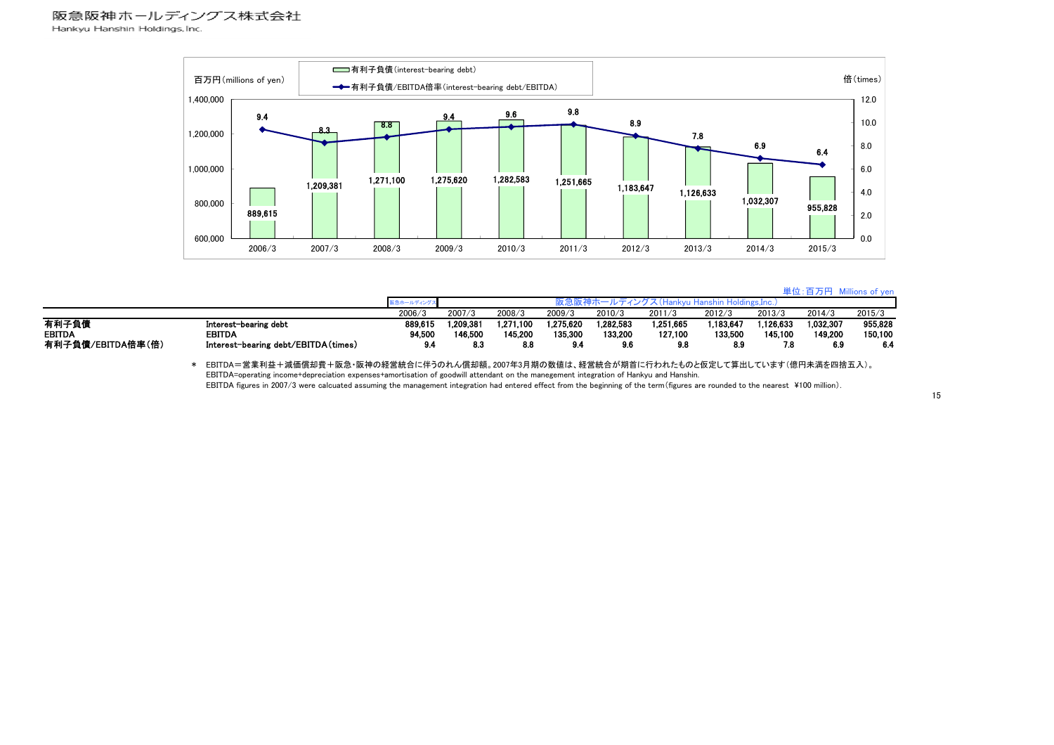# 阪急阪神ホールディングス株式会社

Hankyu Hanshin Holdings, Inc.

百万円（millions of yen）

倍（times）

有利子負債（interest-bearing debt）

有利子負債/EBITDA倍率（interest-bearing debt/EBITDA）

1,400,000
1,200,000
1,000,000
800,000
600,000

12.0
10.0
8.0
6.0
4.0
2.0
0.0

9.4
8.3
8.8
9.4
9.6
9.8
8.9
7.8
6.9
6.4

889,615
1,209,381
1,271,100
1,275,620
1,282,583
1,251,665
1,183,647
1,126,633
1,032,307
955,828

2006/3
2007/3
2008/3
2009/3
2010/3
2011/3
2012/3
2013/3
2014/3
2015/3

単位：百万円　Millions of yen

| | | 阪急ホールディングス | 阪急阪神ホールディングス（Hankyu Hanshin Holdings,Inc.） | | | | | | | | |
|---|---|---|---|---|---|---|---|---|---|---|---|
| | | 2006/3 | 2007/3 | 2008/3 | 2009/3 | 2010/3 | 2011/3 | 2012/3 | 2013/3 | 2014/3 | 2015/3 |
| **有利子負債** | **Interest-bearing debt** | **889,615** | **1,209,381** | **1,271,100** | **1,275,620** | **1,282,583** | **1,251,665** | **1,183,647** | **1,126,633** | **1,032,307** | **955,828** |
| **EBITDA** | **EBITDA** | **94,500** | **146,500** | **145,200** | **135,300** | **133,200** | **127,100** | **133,500** | **145,100** | **149,200** | **150,100** |
| **有利子負債/EBITDA倍率（倍）** | **Interest-bearing debt/EBITDA（times）** | **9.4** | **8.3** | **8.8** | **9.4** | **9.6** | **9.8** | **8.9** | **7.8** | **6.9** | **6.4** |

＊　EBITDA＝営業利益＋減価償却費＋阪急・阪神の経営統合に伴うのれん償却額。2007年3月期の数値は、経営統合が期首に行われたものと仮定して算出しています（億円未満を四捨五入）。
EBITDA=operating income+depreciation expenses+amortisation of goodwill attendant on the manegement integration of Hankyu and Hanshin.
EBITDA figures in 2007/3 were calcuated assuming the management integration had entered effect from the beginning of the term（figures are rounded to the nearest ¥100 million）.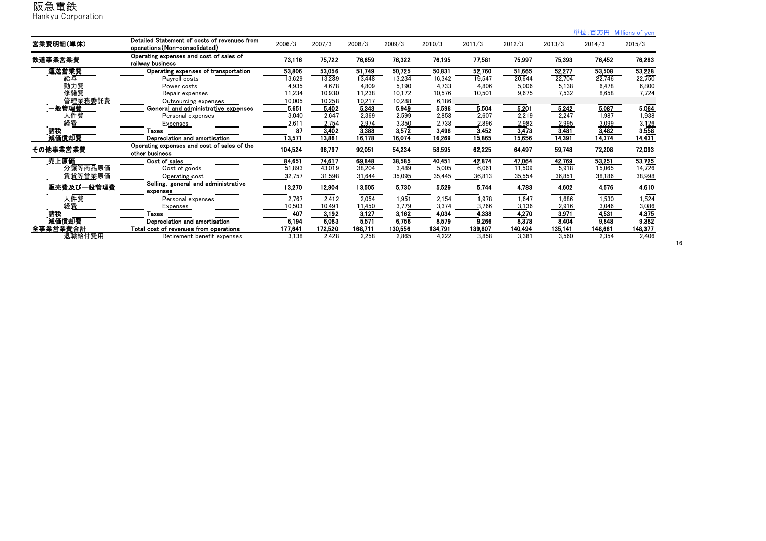# 阪急電鉄
Hankyu Corporation

単位：百万円　Millions of yen

| 営業費明細(単体) | Detailed Statement of costs of revenues from operations(Non-consolidated) | 2006/3 | 2007/3 | 2008/3 | 2009/3 | 2010/3 | 2011/3 | 2012/3 | 2013/3 | 2014/3 | 2015/3 |
|---|---|---|---|---|---|---|---|---|---|---|---|
| **鉄道事業営業費** | **Operating expenses and cost of sales of railway business** | **73,116** | **75,722** | **76,659** | **76,322** | **76,195** | **77,581** | **75,997** | **75,393** | **76,452** | **76,283** |
| **運送営業費** | **Operating expenses of transportation** | **53,806** | **53,056** | **51,749** | **50,725** | **50,831** | **52,760** | **51,665** | **52,277** | **53,508** | **53,228** |
| 給与 | Payroll costs | 13,629 | 13,289 | 13,448 | 13,234 | 16,342 | 19,547 | 20,644 | 22,704 | 22,746 | 22,750 |
| 動力費 | Power costs | 4,935 | 4,678 | 4,809 | 5,190 | 4,733 | 4,806 | 5,006 | 5,138 | 6,478 | 6,800 |
| 修繕費 | Repair expenses | 11,234 | 10,930 | 11,238 | 10,172 | 10,576 | 10,501 | 9,675 | 7,532 | 8,658 | 7,724 |
| 管理業務委託費 | Outsourcing expenses | 10,005 | 10,258 | 10,217 | 10,288 | 6,186 | | | | | |
| **一般管理費** | **General and administrative expenses** | **5,651** | **5,402** | **5,343** | **5,949** | **5,596** | **5,504** | **5,201** | **5,242** | **5,087** | **5,064** |
| 人件費 | Personal expenses | 3,040 | 2,647 | 2,369 | 2,599 | 2,858 | 2,607 | 2,219 | 2,247 | 1,987 | 1,938 |
| 経費 | Expenses | 2,611 | 2,754 | 2,974 | 3,350 | 2,738 | 2,896 | 2,982 | 2,995 | 3,099 | 3,126 |
| **諸税** | **Taxes** | **87** | **3,402** | **3,388** | **3,572** | **3,498** | **3,452** | **3,473** | **3,481** | **3,482** | **3,558** |
| **減価償却費** | **Depreciation and amortisation** | **13,571** | **13,861** | **16,178** | **16,074** | **16,269** | **15,865** | **15,656** | **14,391** | **14,374** | **14,431** |
| **その他事業営業費** | **Operating expenses and cost of sales of the other business** | **104,524** | **96,797** | **92,051** | **54,234** | **58,595** | **62,225** | **64,497** | **59,748** | **72,208** | **72,093** |
| **売上原価** | **Cost of sales** | **84,651** | **74,617** | **69,848** | **38,585** | **40,451** | **42,874** | **47,064** | **42,769** | **53,251** | **53,725** |
| 分譲等商品原価 | Cost of goods | 51,893 | 43,019 | 38,204 | 3,489 | 5,005 | 6,061 | 11,509 | 5,918 | 15,065 | 14,726 |
| 賃貸等営業原価 | Operating cost | 32,757 | 31,598 | 31,644 | 35,095 | 35,445 | 36,813 | 35,554 | 36,851 | 38,186 | 38,998 |
| **販売費及び一般管理費** | **Selling, general and administrative expenses** | **13,270** | **12,904** | **13,505** | **5,730** | **5,529** | **5,744** | **4,783** | **4,602** | **4,576** | **4,610** |
| 人件費 | Personal expenses | 2,767 | 2,412 | 2,054 | 1,951 | 2,154 | 1,978 | 1,647 | 1,686 | 1,530 | 1,524 |
| 経費 | Expenses | 10,503 | 10,491 | 11,450 | 3,779 | 3,374 | 3,766 | 3,136 | 2,916 | 3,046 | 3,086 |
| **諸税** | **Taxes** | **407** | **3,192** | **3,127** | **3,162** | **4,034** | **4,338** | **4,270** | **3,971** | **4,531** | **4,375** |
| **減価償却費** | **Depreciation and amortisation** | **6,194** | **6,083** | **5,571** | **6,756** | **8,579** | **9,266** | **8,378** | **8,404** | **9,848** | **9,382** |
| **全事業営業費合計** | **Total cost of revenues from operations** | **177,641** | **172,520** | **168,711** | **130,556** | **134,791** | **139,807** | **140,494** | **135,141** | **148,661** | **148,377** |
| 退職給付費用 | Retirement benefit expenses | 3,138 | 2,428 | 2,258 | 2,865 | 4,222 | 3,858 | 3,381 | 3,560 | 2,354 | 2,406 |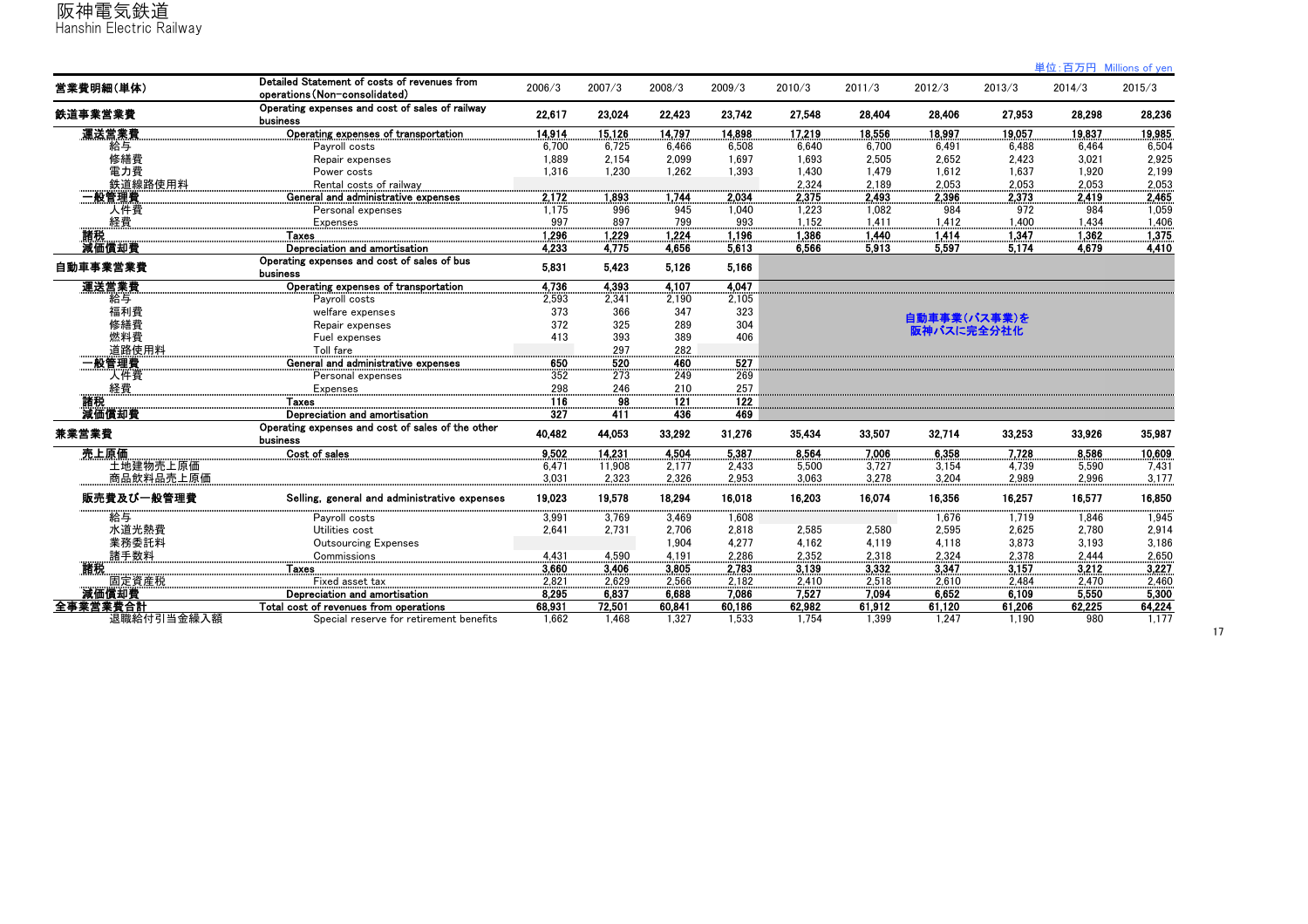# 阪神電気鉄道
Hanshin Electric Railway

単位：百万円　Millions of yen

| 営業費明細(単体) | Detailed Statement of costs of revenues from operations(Non-consolidated) | 2006/3 | 2007/3 | 2008/3 | 2009/3 | 2010/3 | 2011/3 | 2012/3 | 2013/3 | 2014/3 | 2015/3 |
|---|---|---|---|---|---|---|---|---|---|---|---|
| 鉄道事業営業費 | Operating expenses and cost of sales of railway business | 22,617 | 23,024 | 22,423 | 23,742 | 27,548 | 28,404 | 28,406 | 27,953 | 28,298 | 28,236 |
| 運送営業費 | Operating expenses of transportation | 14,914 | 15,126 | 14,797 | 14,898 | 17,219 | 18,556 | 18,997 | 19,057 | 19,837 | 19,985 |
| 給与 | Payroll costs | 6,700 | 6,725 | 6,466 | 6,508 | 6,640 | 6,700 | 6,491 | 6,488 | 6,464 | 6,504 |
| 修繕費 | Repair expenses | 1,889 | 2,154 | 2,099 | 1,697 | 1,693 | 2,505 | 2,652 | 2,423 | 3,021 | 2,925 |
| 電力費 | Power costs | 1,316 | 1,230 | 1,262 | 1,393 | 1,430 | 1,479 | 1,612 | 1,637 | 1,920 | 2,199 |
| 鉄道線路使用料 | Rental costs of railway | | | | | 2,324 | 2,189 | 2,053 | 2,053 | 2,053 | 2,053 |
| 一般管理費 | General and administrative expenses | 2,172 | 1,893 | 1,744 | 2,034 | 2,375 | 2,493 | 2,396 | 2,373 | 2,419 | 2,465 |
| 人件費 | Personal expenses | 1,175 | 996 | 945 | 1,040 | 1,223 | 1,082 | 984 | 972 | 984 | 1,059 |
| 経費 | Expenses | 997 | 897 | 799 | 993 | 1,152 | 1,411 | 1,412 | 1,400 | 1,434 | 1,406 |
| 諸税 | Taxes | 1,296 | 1,229 | 1,224 | 1,196 | 1,386 | 1,440 | 1,414 | 1,347 | 1,362 | 1,375 |
| 減価償却費 | Depreciation and amortisation | 4,233 | 4,775 | 4,656 | 5,613 | 6,566 | 5,913 | 5,597 | 5,174 | 4,679 | 4,410 |
| 自動車事業営業費 | Operating expenses and cost of sales of bus business | 5,831 | 5,423 | 5,126 | 5,166 | | | | | | |
| 運送営業費 | Operating expenses of transportation | 4,736 | 4,393 | 4,107 | 4,047 | | | | | | |
| 給与 | Payroll costs | 2,593 | 2,341 | 2,190 | 2,105 | | | | | | |
| 福利費 | welfare expenses | 373 | 366 | 347 | 323 | | | 自動車事業(バス事業)を阪神バスに完全分社化 | | | |
| 修繕費 | Repair expenses | 372 | 325 | 289 | 304 | | | | | | |
| 燃料費 | Fuel expenses | 413 | 393 | 389 | 406 | | | | | | |
| 道路使用料 | Toll fare | | 297 | 282 | | | | | | | |
| 一般管理費 | General and administrative expenses | 650 | 520 | 460 | 527 | | | | | | |
| 人件費 | Personal expenses | 352 | 273 | 249 | 269 | | | | | | |
| 経費 | Expenses | 298 | 246 | 210 | 257 | | | | | | |
| 諸税 | Taxes | 116 | 98 | 121 | 122 | | | | | | |
| 減価償却費 | Depreciation and amortisation | 327 | 411 | 436 | 469 | | | | | | |
| 兼業営業費 | Operating expenses and cost of sales of the other business | 40,482 | 44,053 | 33,292 | 31,276 | 35,434 | 33,507 | 32,714 | 33,253 | 33,926 | 35,987 |
| 売上原価 | Cost of sales | 9,502 | 14,231 | 4,504 | 5,387 | 8,564 | 7,006 | 6,358 | 7,728 | 8,586 | 10,609 |
| 土地建物売上原価 | | 6,471 | 11,908 | 2,177 | 2,433 | 5,500 | 3,727 | 3,154 | 4,739 | 5,590 | 7,431 |
| 商品飲料品売上原価 | | 3,031 | 2,323 | 2,326 | 2,953 | 3,063 | 3,278 | 3,204 | 2,989 | 2,996 | 3,177 |
| 販売費及び一般管理費 | Selling, general and administrative expenses | 19,023 | 19,578 | 18,294 | 16,018 | 16,203 | 16,074 | 16,356 | 16,257 | 16,577 | 16,850 |
| 給与 | Payroll costs | 3,991 | 3,769 | 3,469 | 1,608 | | | 1,676 | 1,719 | 1,846 | 1,945 |
| 水道光熱費 | Utilities cost | 2,641 | 2,731 | 2,706 | 2,818 | 2,585 | 2,580 | 2,595 | 2,625 | 2,780 | 2,914 |
| 業務委託料 | Outsourcing Expenses | | | 1,904 | 4,277 | 4,162 | 4,119 | 4,118 | 3,873 | 3,193 | 3,186 |
| 諸手数料 | Commissions | 4,431 | 4,590 | 4,191 | 2,286 | 2,352 | 2,318 | 2,324 | 2,378 | 2,444 | 2,650 |
| 諸税 | Taxes | 3,660 | 3,406 | 3,805 | 2,783 | 3,139 | 3,332 | 3,347 | 3,157 | 3,212 | 3,227 |
| 固定資産税 | Fixed asset tax | 2,821 | 2,629 | 2,566 | 2,182 | 2,410 | 2,518 | 2,610 | 2,484 | 2,470 | 2,460 |
| 減価償却費 | Depreciation and amortisation | 8,295 | 6,837 | 6,688 | 7,086 | 7,527 | 7,094 | 6,652 | 6,109 | 5,550 | 5,300 |
| 全事業営業費合計 | Total cost of revenues from operations | 68,931 | 72,501 | 60,841 | 60,186 | 62,982 | 61,912 | 61,120 | 61,206 | 62,225 | 64,224 |
| 退職給付引当金繰入額 | Special reserve for retirement benefits | 1,662 | 1,468 | 1,327 | 1,533 | 1,754 | 1,399 | 1,247 | 1,190 | 980 | 1,177 |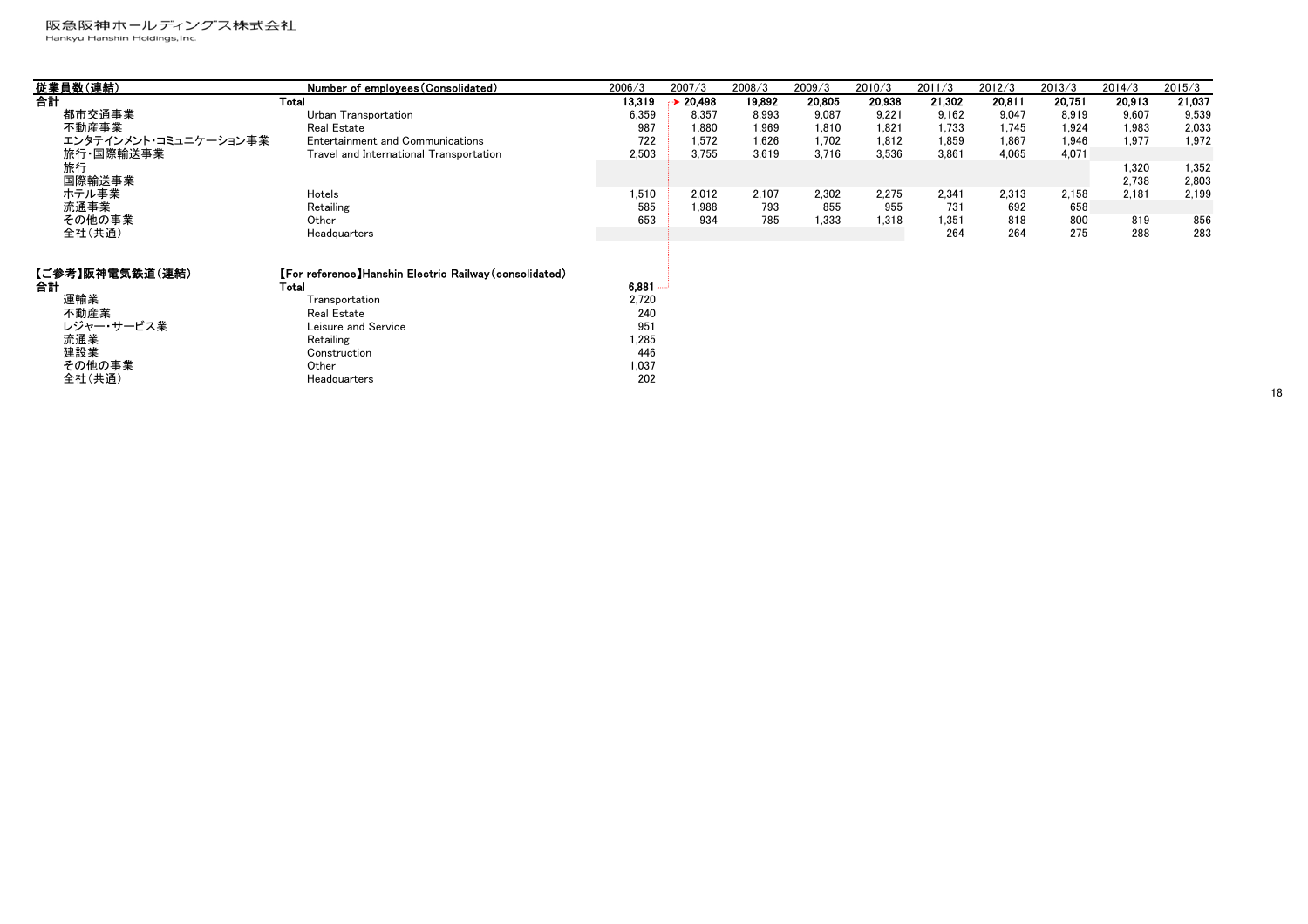阪急阪神ホールディングス株式会社
Hankyu Hanshin Holdings,Inc.

| 従業員数(連結) | Number of employees(Consolidated) | 2006/3 | 2007/3 | 2008/3 | 2009/3 | 2010/3 | 2011/3 | 2012/3 | 2013/3 | 2014/3 | 2015/3 |
|---|---|---|---|---|---|---|---|---|---|---|---|
| **合計** | **Total** | **13,319** | **20,498** | **19,892** | **20,805** | **20,938** | **21,302** | **20,811** | **20,751** | **20,913** | **21,037** |
| 都市交通事業 | Urban Transportation | 6,359 | 8,357 | 8,993 | 9,087 | 9,221 | 9,162 | 9,047 | 8,919 | 9,607 | 9,539 |
| 不動産事業 | Real Estate | 987 | 1,880 | 1,969 | 1,810 | 1,821 | 1,733 | 1,745 | 1,924 | 1,983 | 2,033 |
| エンタテインメント・コミュニケーション事業 | Entertainment and Communications | 722 | 1,572 | 1,626 | 1,702 | 1,812 | 1,859 | 1,867 | 1,946 | 1,977 | 1,972 |
| 旅行・国際輸送事業 | Travel and International Transportation | 2,503 | 3,755 | 3,619 | 3,716 | 3,536 | 3,861 | 4,065 | 4,071 | | |
| 旅行 | | | | | | | | | | 1,320 | 1,352 |
| 国際輸送事業 | | | | | | | | | | 2,738 | 2,803 |
| ホテル事業 | Hotels | 1,510 | 2,012 | 2,107 | 2,302 | 2,275 | 2,341 | 2,313 | 2,158 | 2,181 | 2,199 |
| 流通事業 | Retailing | 585 | 1,988 | 793 | 855 | 955 | 731 | 692 | 658 | | |
| その他の事業 | Other | 653 | 934 | 785 | 1,333 | 1,318 | 1,351 | 818 | 800 | 819 | 856 |
| 全社(共通) | Headquarters | | | | | | 264 | 264 | 275 | 288 | 283 |

| 【ご参考】阪神電気鉄道(連結) | 【For reference】Hanshin Electric Railway(consolidated) | 2006/3 |
|---|---|---|
| **合計** | **Total** | **6,881** |
| 運輸業 | Transportation | 2,720 |
| 不動産業 | Real Estate | 240 |
| レジャー・サービス業 | Leisure and Service | 951 |
| 流通業 | Retailing | 1,285 |
| 建設業 | Construction | 446 |
| その他の事業 | Other | 1,037 |
| 全社(共通) | Headquarters | 202 |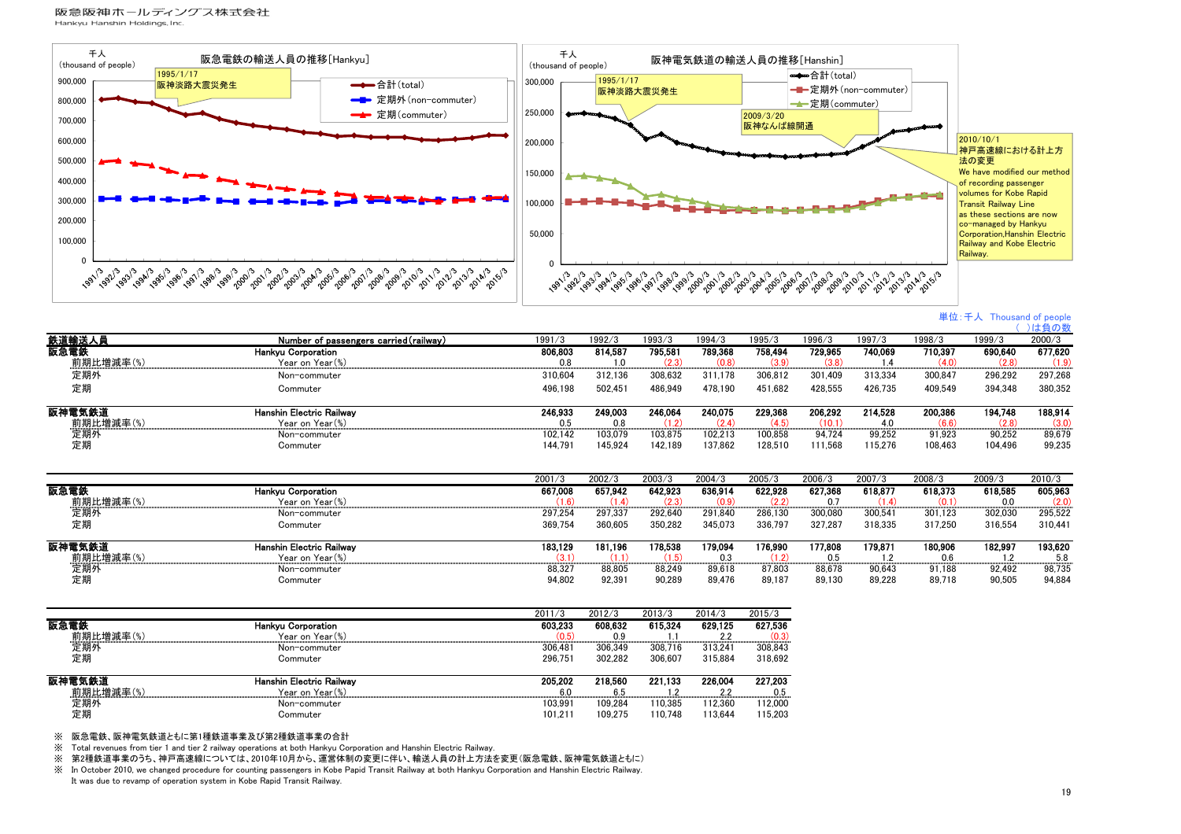阪急電鉄の輸送人員の推移[Hankyu]

千人 (thousand of people)

900,000
800,000
700,000
600,000
500,000
400,000
300,000
200,000
100,000
0

1995/1/17
阪神淡路大震災発生

合計(total)
定期外(non-commuter)
定期(commuter)

1991/3 1992/3 1993/3 1994/3 1995/3 1996/3 1997/3 1998/3 1999/3 2000/3 2001/3 2002/3 2003/3 2004/3 2005/3 2006/3 2007/3 2008/3 2009/3 2010/3 2011/3 2012/3 2013/3 2014/3 2015/3

阪神電気鉄道の輸送人員の推移[Hanshin]

千人 (thousand of people)

300,000
250,000
200,000
150,000
100,000
50,000
0

1995/1/17
阪神淡路大震災発生

2009/3/20
阪神なんば線開通

合計(total)
定期外(non-commuter)
定期(commuter)

2010/10/1
神戸高速線における計上方法の変更
We have modified our method of recording passenger volumes for Kobe Rapid Transit Railway Line as these sections are now co-managed by Hankyu Corporation,Hanshin Electric Railway and Kobe Electric Railway.

1991/3 1992/3 1993/3 1994/3 1995/3 1996/3 1997/3 1998/3 1999/3 2000/3 2001/3 2002/3 2003/3 2004/3 2005/3 2006/3 2007/3 2008/3 2009/3 2010/3 2011/3 2012/3 2013/3 2014/3 2015/3

単位:千人 Thousand of people
( )は負の数

| 鉄道輸送人員 | Number of passengers carried(railway) | 1991/3 | 1992/3 | 1993/3 | 1994/3 | 1995/3 | 1996/3 | 1997/3 | 1998/3 | 1999/3 | 2000/3 |
|---|---|---|---|---|---|---|---|---|---|---|---|
| **阪急電鉄** | **Hankyu Corporation** | **806,803** | **814,587** | **795,581** | **789,368** | **758,494** | **729,965** | **740,069** | **710,397** | **690,640** | **677,620** |
| 前期比増減率(%) | Year on Year(%) | 0.8 | 1.0 | (2.3) | (0.8) | (3.9) | (3.8) | 1.4 | (4.0) | (2.8) | (1.9) |
| 定期外 | Non-commuter | 310,604 | 312,136 | 308,632 | 311,178 | 306,812 | 301,409 | 313,334 | 300,847 | 296,292 | 297,268 |
| 定期 | Commuter | 496,198 | 502,451 | 486,949 | 478,190 | 451,682 | 428,555 | 426,735 | 409,549 | 394,348 | 380,352 |
| **阪神電気鉄道** | **Hanshin Electric Railway** | **246,933** | **249,003** | **246,064** | **240,075** | **229,368** | **206,292** | **214,528** | **200,386** | **194,748** | **188,914** |
| 前期比増減率(%) | Year on Year(%) | 0.5 | 0.8 | (1.2) | (2.4) | (4.5) | (10.1) | 4.0 | (6.6) | (2.8) | (3.0) |
| 定期外 | Non-commuter | 102,142 | 103,079 | 103,875 | 102,213 | 100,858 | 94,724 | 99,252 | 91,923 | 90,252 | 89,679 |
| 定期 | Commuter | 144,791 | 145,924 | 142,189 | 137,862 | 128,510 | 111,568 | 115,276 | 108,463 | 104,496 | 99,235 |

| | | 2001/3 | 2002/3 | 2003/3 | 2004/3 | 2005/3 | 2006/3 | 2007/3 | 2008/3 | 2009/3 | 2010/3 |
|---|---|---|---|---|---|---|---|---|---|---|---|
| **阪急電鉄** | **Hankyu Corporation** | **667,008** | **657,942** | **642,923** | **636,914** | **622,928** | **627,368** | **618,877** | **618,373** | **618,585** | **605,963** |
| 前期比増減率(%) | Year on Year(%) | (1.6) | (1.4) | (2.3) | (0.9) | (2.2) | 0.7 | (1.4) | (0.1) | 0.0 | (2.0) |
| 定期外 | Non-commuter | 297,254 | 297,337 | 292,640 | 291,840 | 286,130 | 300,080 | 300,541 | 301,123 | 302,030 | 295,522 |
| 定期 | Commuter | 369,754 | 360,605 | 350,282 | 345,073 | 336,797 | 327,287 | 318,335 | 317,250 | 316,554 | 310,441 |
| **阪神電気鉄道** | **Hanshin Electric Railway** | **183,129** | **181,196** | **178,538** | **179,094** | **176,990** | **177,808** | **179,871** | **180,906** | **182,997** | **193,620** |
| 前期比増減率(%) | Year on Year(%) | (3.1) | (1.1) | (1.5) | 0.3 | (1.2) | 0.5 | 1.2 | 0.6 | 1.2 | 5.8 |
| 定期外 | Non-commuter | 88,327 | 88,805 | 88,249 | 89,618 | 87,803 | 88,678 | 90,643 | 91,188 | 92,492 | 98,735 |
| 定期 | Commuter | 94,802 | 92,391 | 90,289 | 89,476 | 89,187 | 89,130 | 89,228 | 89,718 | 90,505 | 94,884 |

| | | 2011/3 | 2012/3 | 2013/3 | 2014/3 | 2015/3 |
|---|---|---|---|---|---|---|
| **阪急電鉄** | **Hankyu Corporation** | **603,233** | **608,632** | **615,324** | **629,125** | **627,536** |
| 前期比増減率(%) | Year on Year(%) | (0.5) | 0.9 | 1.1 | 2.2 | (0.3) |
| 定期外 | Non-commuter | 306,481 | 306,349 | 308,716 | 313,241 | 308,843 |
| 定期 | Commuter | 296,751 | 302,282 | 306,607 | 315,884 | 318,692 |
| **阪神電気鉄道** | **Hanshin Electric Railway** | **205,202** | **218,560** | **221,133** | **226,004** | **227,203** |
| 前期比増減率(%) | Year on Year(%) | 6.0 | 6.5 | 1.2 | 2.2 | 0.5 |
| 定期外 | Non-commuter | 103,991 | 109,284 | 110,385 | 112,360 | 112,000 |
| 定期 | Commuter | 101,211 | 109,275 | 110,748 | 113,644 | 115,203 |

※ 阪急電鉄、阪神電気鉄道ともに第1種鉄道事業及び第2種鉄道事業の合計
※ Total revenues from tier 1 and tier 2 railway operations at both Hankyu Corporation and Hanshin Electric Railway.
※ 第2種鉄道事業のうち、神戸高速線については、2010年10月から、運営体制の変更に伴い、輸送人員の計上方法を変更(阪急電鉄、阪神電気鉄道ともに)
※ In October 2010, we changed procedure for counting passengers in Kobe Papid Transit Railway at both Hankyu Corporation and Hanshin Electric Railway.
It was due to revamp of operation system in Kobe Rapid Transit Railway.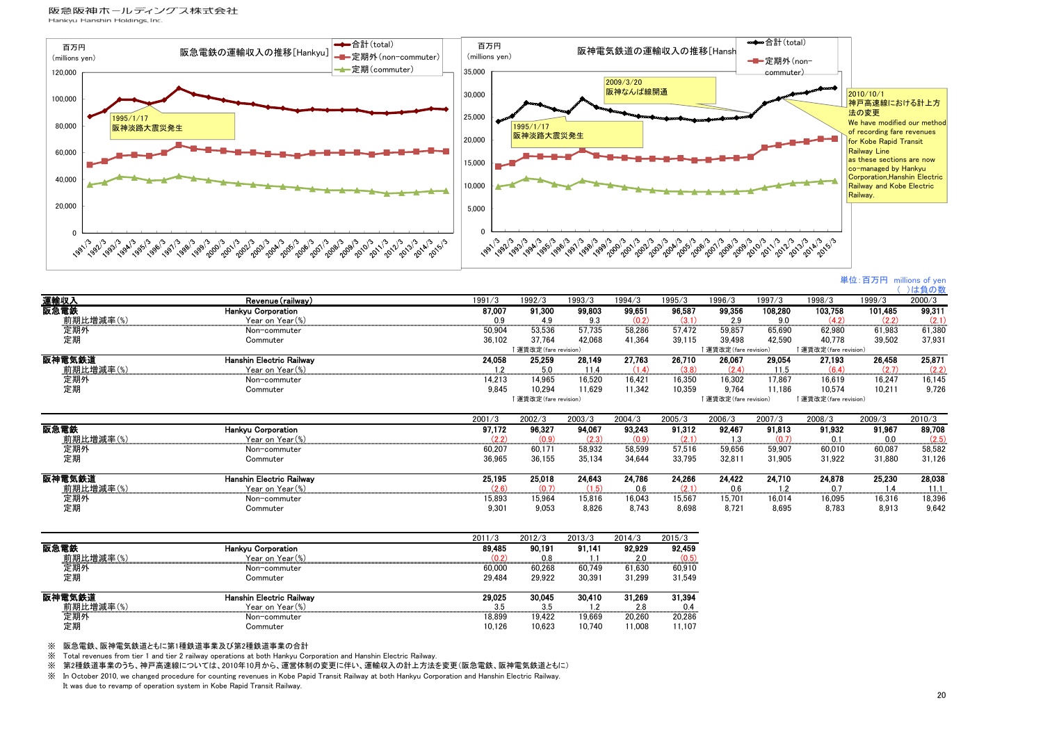阪急阪神ホールディングス株式会社
Hankyu Hanshin Holdings, Inc.

阪急電鉄の運輸収入の推移[Hankyu]

百万円
(millions yen)

合計(total)
定期外(non-commuter)
定期(commuter)

1995/1/17
阪神淡路大震災発生

120,000
100,000
80,000
60,000
40,000
20,000
0

1991/3 1992/3 1993/3 1994/3 1995/3 1996/3 1997/3 1998/3 1999/3 2000/3 2001/3 2002/3 2003/3 2004/3 2005/3 2006/3 2007/3 2008/3 2009/3 2010/3 2011/3 2012/3 2013/3 2014/3 2015/3

阪神電気鉄道の運輸収入の推移[Hanshin]

百万円
(millions yen)

合計(total)
定期外(non-commuter)

2009/3/20
阪神なんば線開通

1995/1/17
阪神淡路大震災発生

2010/10/1
神戸高速線における計上方法の変更
We have modified our method of recording fare revenues for Kobe Rapid Transit Railway Line as these sections are now co-managed by Hankyu Corporation,Hanshin Electric Railway and Kobe Electric Railway.

35,000
30,000
25,000
20,000
15,000
10,000
5,000
0

1991/3 1992/3 1993/3 1994/3 1995/3 1996/3 1997/3 1998/3 1999/3 2000/3 2001/3 2002/3 2003/3 2004/3 2005/3 2006/3 2007/3 2008/3 2009/3 2010/3 2011/3 2012/3 2013/3 2014/3 2015/3

単位:百万円 millions of yen
( )は負の数

| 運輸収入 | Revenue (railway) | 1991/3 | 1992/3 | 1993/3 | 1994/3 | 1995/3 | 1996/3 | 1997/3 | 1998/3 | 1999/3 | 2000/3 |
|---|---|---|---|---|---|---|---|---|---|---|---|
| 阪急電鉄 | Hankyu Corporation | 87,007 | 91,300 | 99,803 | 99,651 | 96,587 | 99,356 | 108,280 | 103,758 | 101,485 | 99,311 |
| 前期比増減率(%) | Year on Year(%) | 0.9 | 4.9 | 9.3 | (0.2) | (3.1) | 2.9 | 9.0 | (4.2) | (2.2) | (2.1) |
| 定期外 | Non-commuter | 50,904 | 53,536 | 57,735 | 58,286 | 57,472 | 59,857 | 65,690 | 62,980 | 61,983 | 61,380 |
| 定期 | Commuter | 36,102 | 37,764 | 42,068 | 41,364 | 39,115 | 39,498 | 42,590 | 40,778 | 39,502 | 37,931 |
| | | | ↑運賃改定(fare revision) | | | | ↑運賃改定(fare revision) | | ↑運賃改定(fare revision) | | |
| 阪神電気鉄道 | Hanshin Electric Railway | 24,058 | 25,259 | 28,149 | 27,763 | 26,710 | 26,067 | 29,054 | 27,193 | 26,458 | 25,871 |
| 前期比増減率(%) | Year on Year(%) | 1.2 | 5.0 | 11.4 | (1.4) | (3.8) | (2.4) | 11.5 | (6.4) | (2.7) | (2.2) |
| 定期外 | Non-commuter | 14,213 | 14,965 | 16,520 | 16,421 | 16,350 | 16,302 | 17,867 | 16,619 | 16,247 | 16,145 |
| 定期 | Commuter | 9,845 | 10,294 | 11,629 | 11,342 | 10,359 | 9,764 | 11,186 | 10,574 | 10,211 | 9,726 |
| | | | ↑運賃改定(fare revision) | | | | ↑運賃改定(fare revision) | | ↑運賃改定(fare revision) | | |

| | | 2001/3 | 2002/3 | 2003/3 | 2004/3 | 2005/3 | 2006/3 | 2007/3 | 2008/3 | 2009/3 | 2010/3 |
|---|---|---|---|---|---|---|---|---|---|---|---|
| 阪急電鉄 | Hankyu Corporation | 97,172 | 96,327 | 94,067 | 93,243 | 91,312 | 92,467 | 91,813 | 91,932 | 91,967 | 89,708 |
| 前期比増減率(%) | Year on Year(%) | (2.2) | (0.9) | (2.3) | (0.9) | (2.1) | 1.3 | (0.7) | 0.1 | 0.0 | (2.5) |
| 定期外 | Non-commuter | 60,207 | 60,171 | 58,932 | 58,599 | 57,516 | 59,656 | 59,907 | 60,010 | 60,087 | 58,582 |
| 定期 | Commuter | 36,965 | 36,155 | 35,134 | 34,644 | 33,795 | 32,811 | 31,905 | 31,922 | 31,880 | 31,126 |
| 阪神電気鉄道 | Hanshin Electric Railway | 25,195 | 25,018 | 24,643 | 24,786 | 24,266 | 24,422 | 24,710 | 24,878 | 25,230 | 28,038 |
| 前期比増減率(%) | Year on Year(%) | (2.6) | (0.7) | (1.5) | 0.6 | (2.1) | 0.6 | 1.2 | 0.7 | 1.4 | 11.1 |
| 定期外 | Non-commuter | 15,893 | 15,964 | 15,816 | 16,043 | 15,567 | 15,701 | 16,014 | 16,095 | 16,316 | 18,396 |
| 定期 | Commuter | 9,301 | 9,053 | 8,826 | 8,743 | 8,698 | 8,721 | 8,695 | 8,783 | 8,913 | 9,642 |

| | | 2011/3 | 2012/3 | 2013/3 | 2014/3 | 2015/3 |
|---|---|---|---|---|---|---|
| 阪急電鉄 | Hankyu Corporation | 89,485 | 90,191 | 91,141 | 92,929 | 92,459 |
| 前期比増減率(%) | Year on Year(%) | (0.2) | 0.8 | 1.1 | 2.0 | (0.5) |
| 定期外 | Non-commuter | 60,000 | 60,268 | 60,749 | 61,630 | 60,910 |
| 定期 | Commuter | 29,484 | 29,922 | 30,391 | 31,299 | 31,549 |
| 阪神電気鉄道 | Hanshin Electric Railway | 29,025 | 30,045 | 30,410 | 31,269 | 31,394 |
| 前期比増減率(%) | Year on Year(%) | 3.5 | 3.5 | 1.2 | 2.8 | 0.4 |
| 定期外 | Non-commuter | 18,899 | 19,422 | 19,669 | 20,260 | 20,286 |
| 定期 | Commuter | 10,126 | 10,623 | 10,740 | 11,008 | 11,107 |

※ 阪急電鉄、阪神電気鉄道ともに第1種鉄道事業及び第2種鉄道事業の合計
※ Total revenues from tier 1 and tier 2 railway operations at both Hankyu Corporation and Hanshin Electric Railway.
※ 第2種鉄道事業のうち、神戸高速線については、2010年10月から、運営体制の変更に伴い、運輸収入の計上方法を変更(阪急電鉄、阪神電気鉄道ともに)
※ In October 2010, we changed procedure for counting revenues in Kobe Papid Transit Railway at both Hankyu Corporation and Hanshin Electric Railway.
It was due to revamp of operation system in Kobe Rapid Transit Railway.